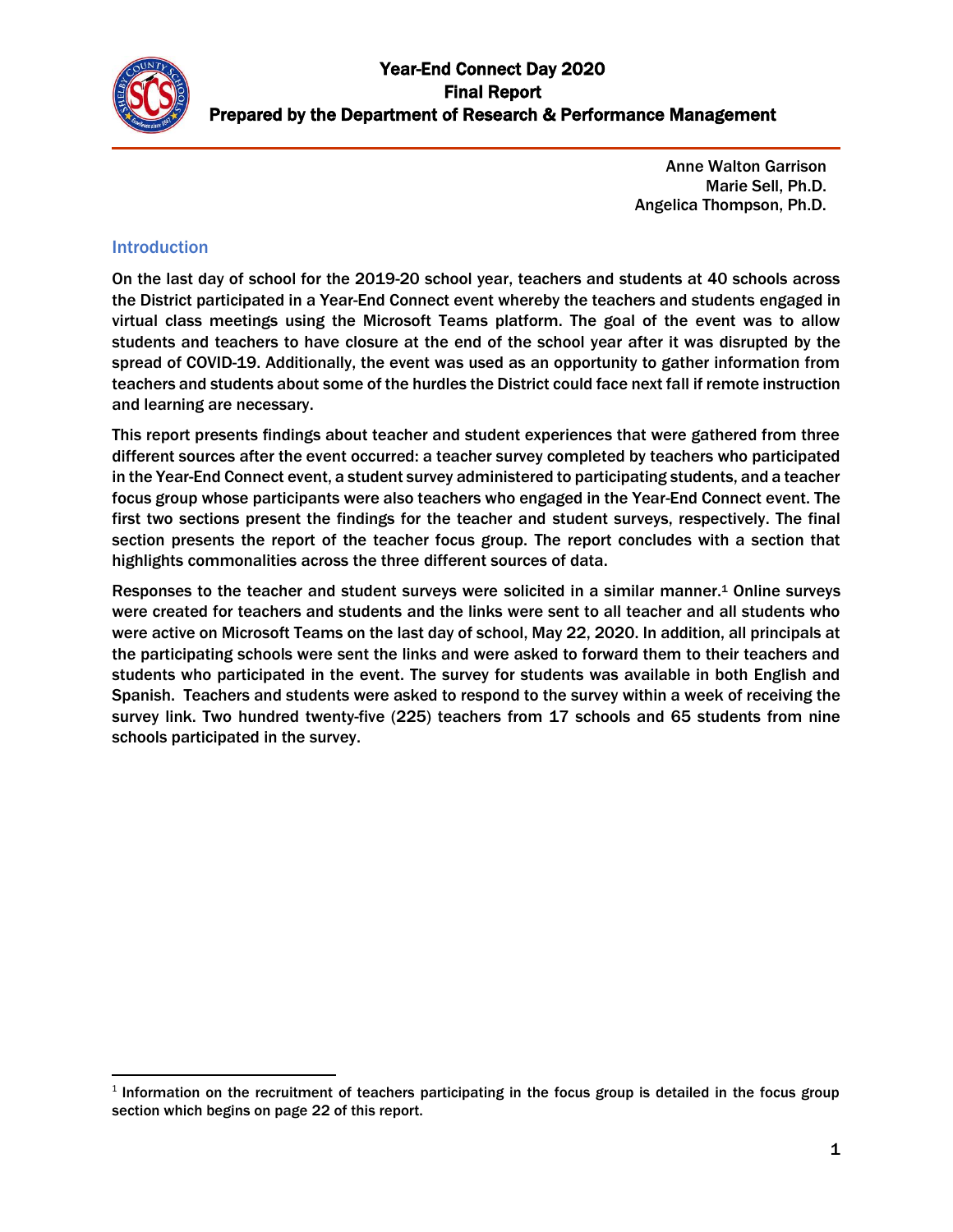# Year-End Connect Day 2020
## Final Report
### Prepared by the Department of Research & Performance Management

Anne Walton Garrison
Marie Sell, Ph.D.
Angelica Thompson, Ph.D.

## Introduction

On the last day of school for the 2019-20 school year, teachers and students at 40 schools across the District participated in a Year-End Connect event whereby the teachers and students engaged in virtual class meetings using the Microsoft Teams platform. The goal of the event was to allow students and teachers to have closure at the end of the school year after it was disrupted by the spread of COVID-19. Additionally, the event was used as an opportunity to gather information from teachers and students about some of the hurdles the District could face next fall if remote instruction and learning are necessary.

This report presents findings about teacher and student experiences that were gathered from three different sources after the event occurred: a teacher survey completed by teachers who participated in the Year-End Connect event, a student survey administered to participating students, and a teacher focus group whose participants were also teachers who engaged in the Year-End Connect event. The first two sections present the findings for the teacher and student surveys, respectively. The final section presents the report of the teacher focus group. The report concludes with a section that highlights commonalities across the three different sources of data.

Responses to the teacher and student surveys were solicited in a similar manner.[1] Online surveys were created for teachers and students and the links were sent to all teacher and all students who were active on Microsoft Teams on the last day of school, May 22, 2020. In addition, all principals at the participating schools were sent the links and were asked to forward them to their teachers and students who participated in the event. The survey for students was available in both English and Spanish. Teachers and students were asked to respond to the survey within a week of receiving the survey link. Two hundred twenty-five (225) teachers from 17 schools and 65 students from nine schools participated in the survey.

---

[1] Information on the recruitment of teachers participating in the focus group is detailed in the focus group section which begins on page 22 of this report.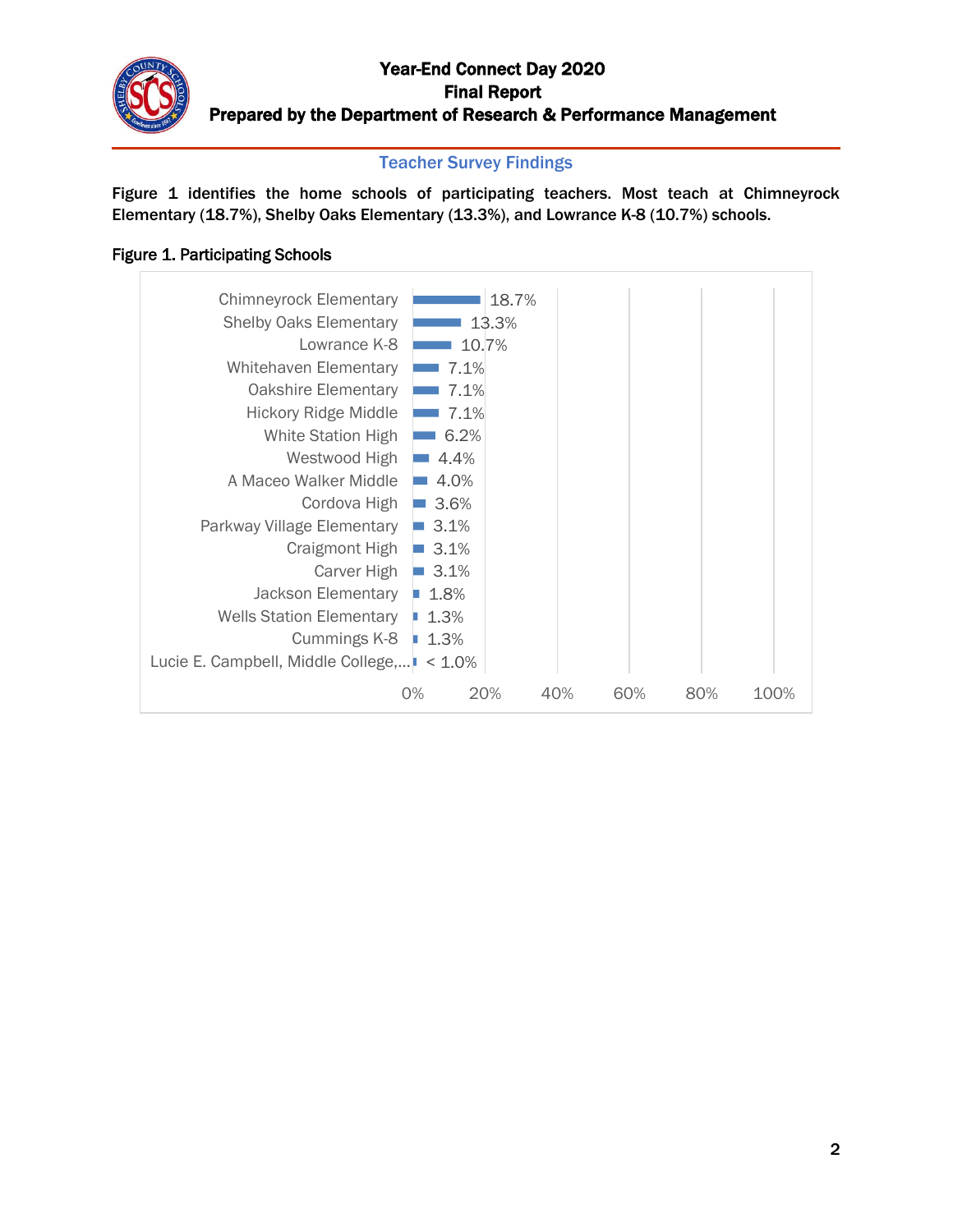## Teacher Survey Findings

**Figure 1 identifies the home schools of participating teachers. Most teach at Chimneyrock Elementary (18.7%), Shelby Oaks Elementary (13.3%), and Lowrance K-8 (10.7%) schools.**

**Figure 1. Participating Schools**

| School | Percentage |
|---|---|
| Chimneyrock Elementary | 18.7% |
| Shelby Oaks Elementary | 13.3% |
| Lowrance K-8 | 10.7% |
| Whitehaven Elementary | 7.1% |
| Oakshire Elementary | 7.1% |
| Hickory Ridge Middle | 7.1% |
| White Station High | 6.2% |
| Westwood High | 4.4% |
| A Maceo Walker Middle | 4.0% |
| Cordova High | 3.6% |
| Parkway Village Elementary | 3.1% |
| Craigmont High | 3.1% |
| Carver High | 3.1% |
| Jackson Elementary | 1.8% |
| Wells Station Elementary | 1.3% |
| Cummings K-8 | 1.3% |
| Lucie E. Campbell, Middle College,... | < 1.0% |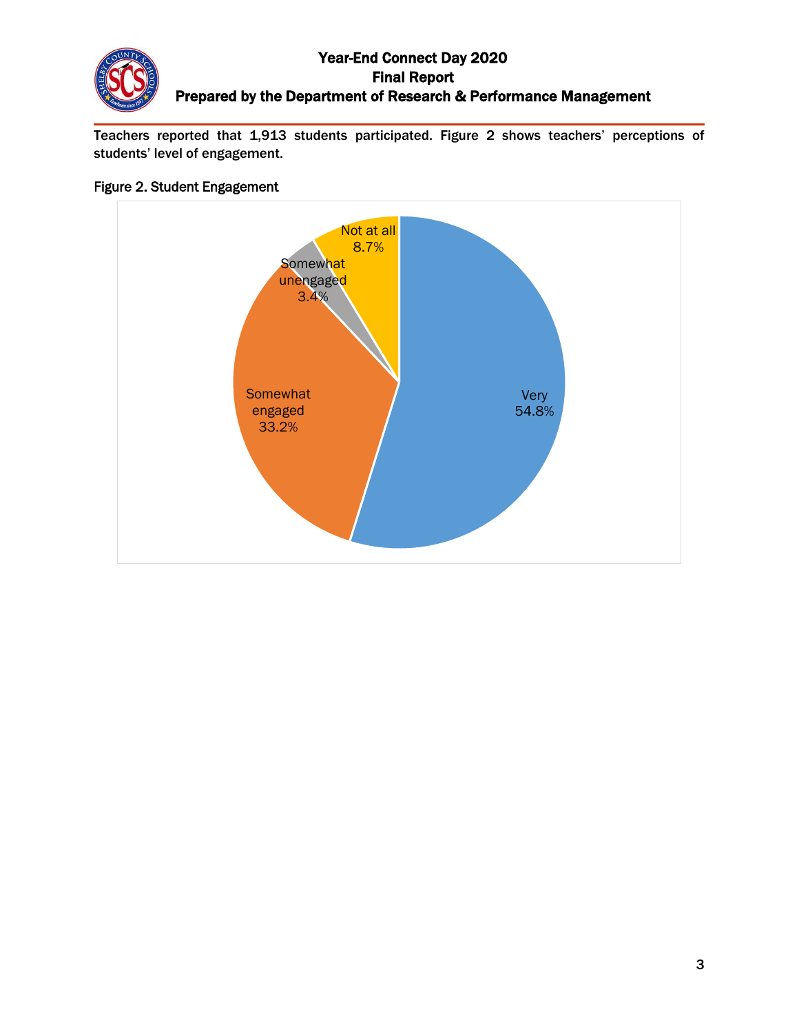Teachers reported that 1,913 students participated. Figure 2 shows teachers' perceptions of students' level of engagement.

Figure 2. Student Engagement

| Engagement level | Percent |
|---|---|
| Very | 54.8% |
| Somewhat engaged | 33.2% |
| Somewhat unengaged | 3.4% |
| Not at all | 8.7% |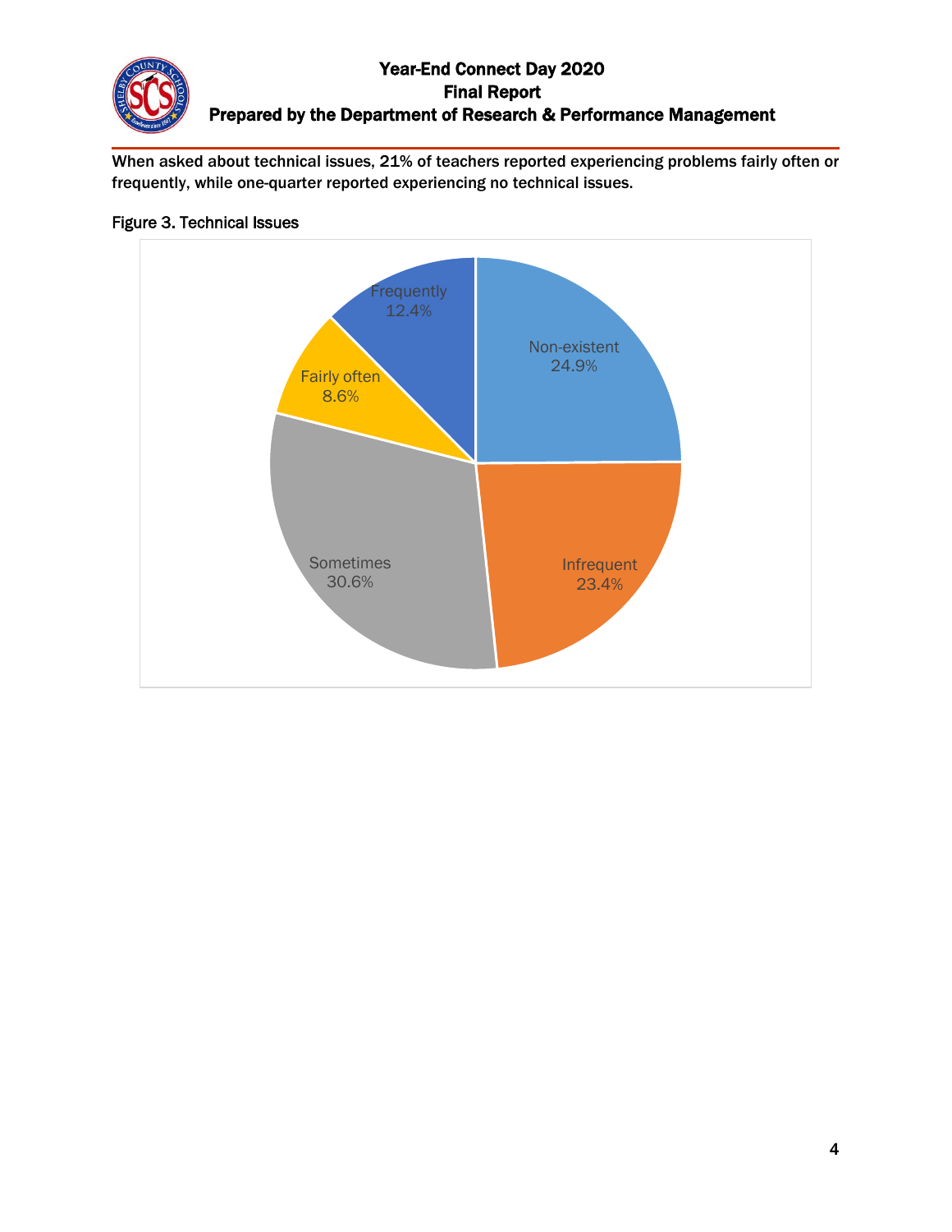When asked about technical issues, 21% of teachers reported experiencing problems fairly often or frequently, while one-quarter reported experiencing no technical issues.

Figure 3. Technical Issues

| Response | Percent |
|---|---|
| Non-existent | 24.9% |
| Infrequent | 23.4% |
| Sometimes | 30.6% |
| Fairly often | 8.6% |
| Frequently | 12.4% |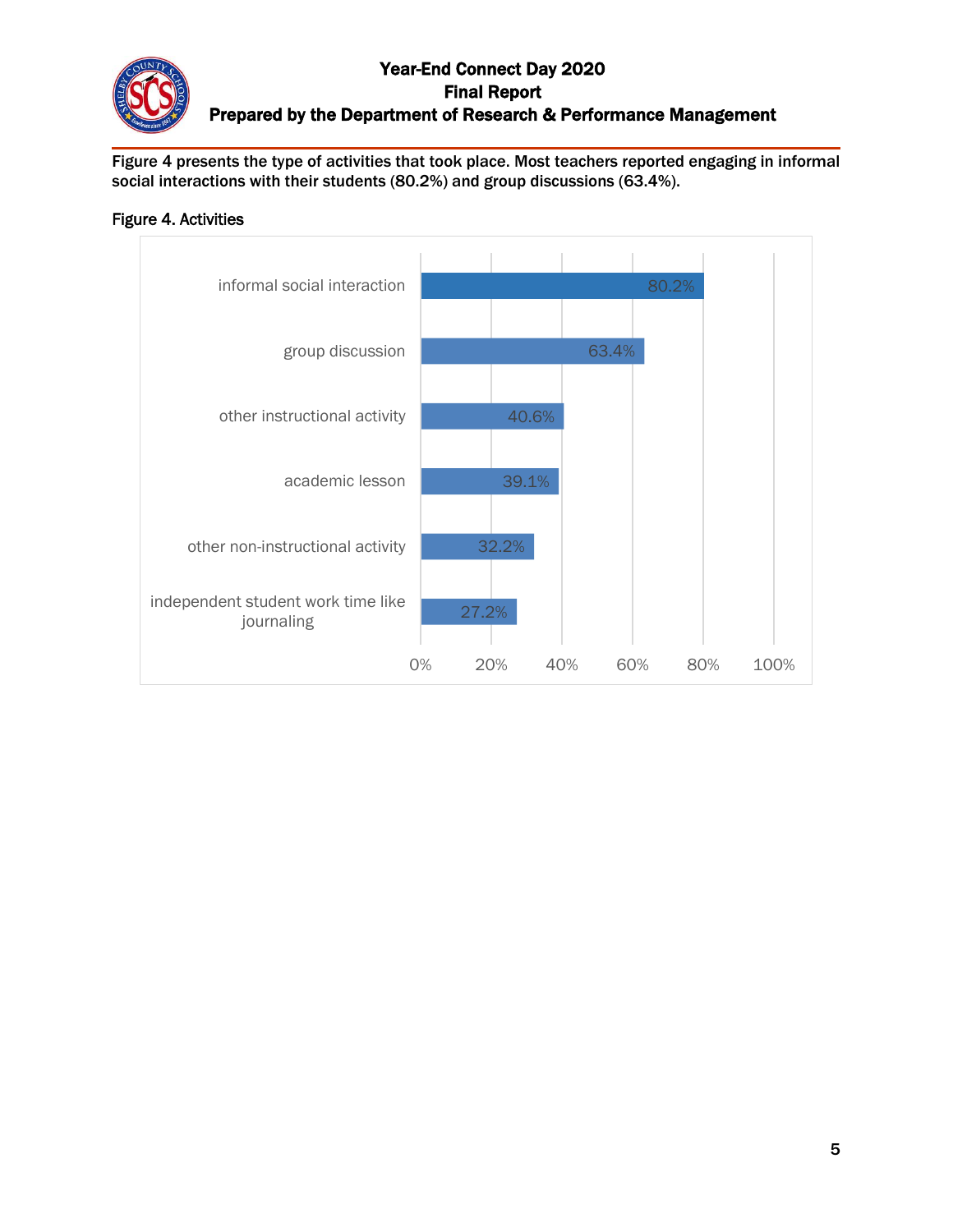Figure 4 presents the type of activities that took place. Most teachers reported engaging in informal social interactions with their students (80.2%) and group discussions (63.4%).

**Figure 4. Activities**

| Activity | Percentage |
| --- | --- |
| informal social interaction | 80.2% |
| group discussion | 63.4% |
| other instructional activity | 40.6% |
| academic lesson | 39.1% |
| other non-instructional activity | 32.2% |
| independent student work time like journaling | 27.2% |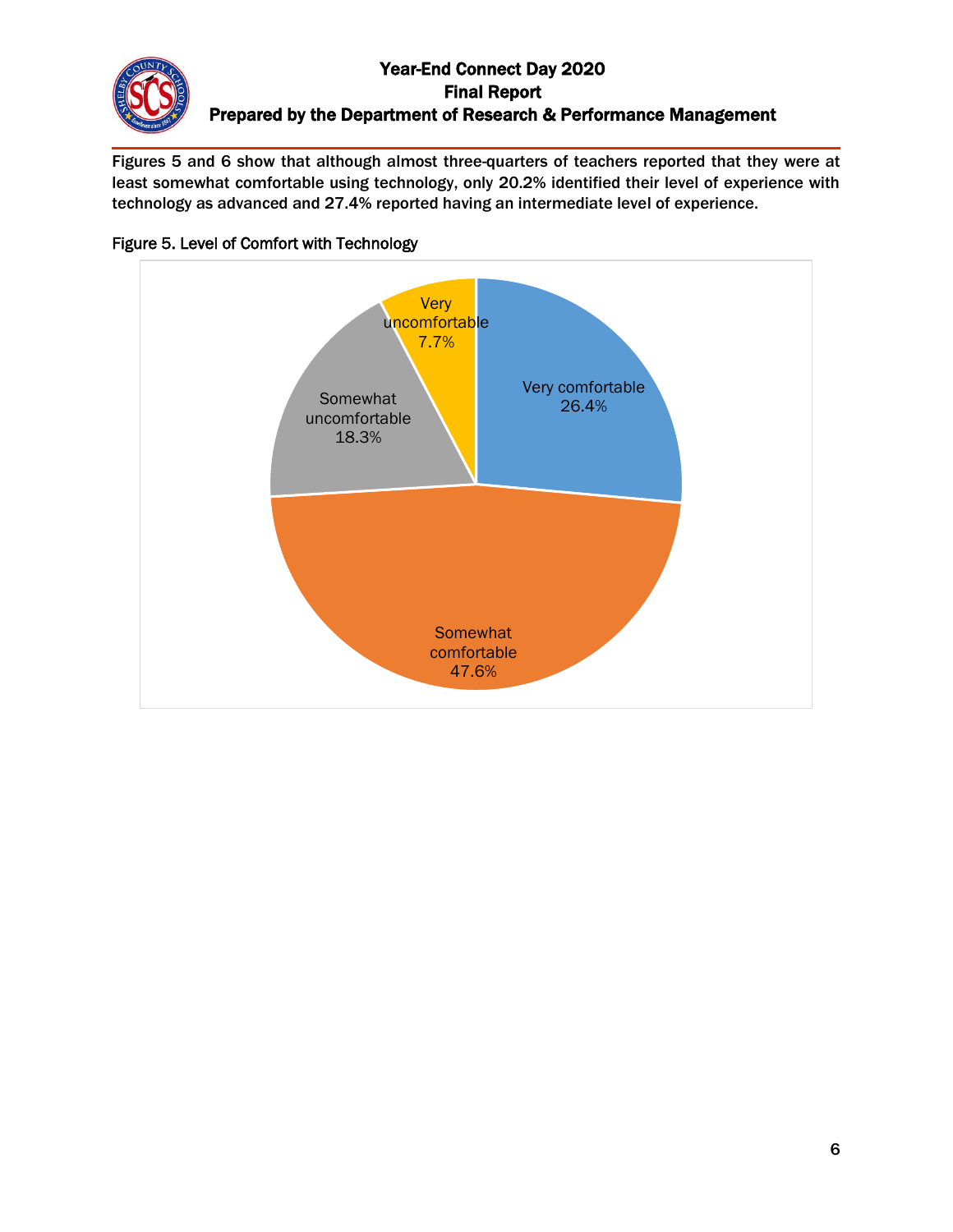Figures 5 and 6 show that although almost three-quarters of teachers reported that they were at least somewhat comfortable using technology, only 20.2% identified their level of experience with technology as advanced and 27.4% reported having an intermediate level of experience.

Figure 5. Level of Comfort with Technology

| Level of Comfort | Percent |
| --- | --- |
| Very comfortable | 26.4% |
| Somewhat comfortable | 47.6% |
| Somewhat uncomfortable | 18.3% |
| Very uncomfortable | 7.7% |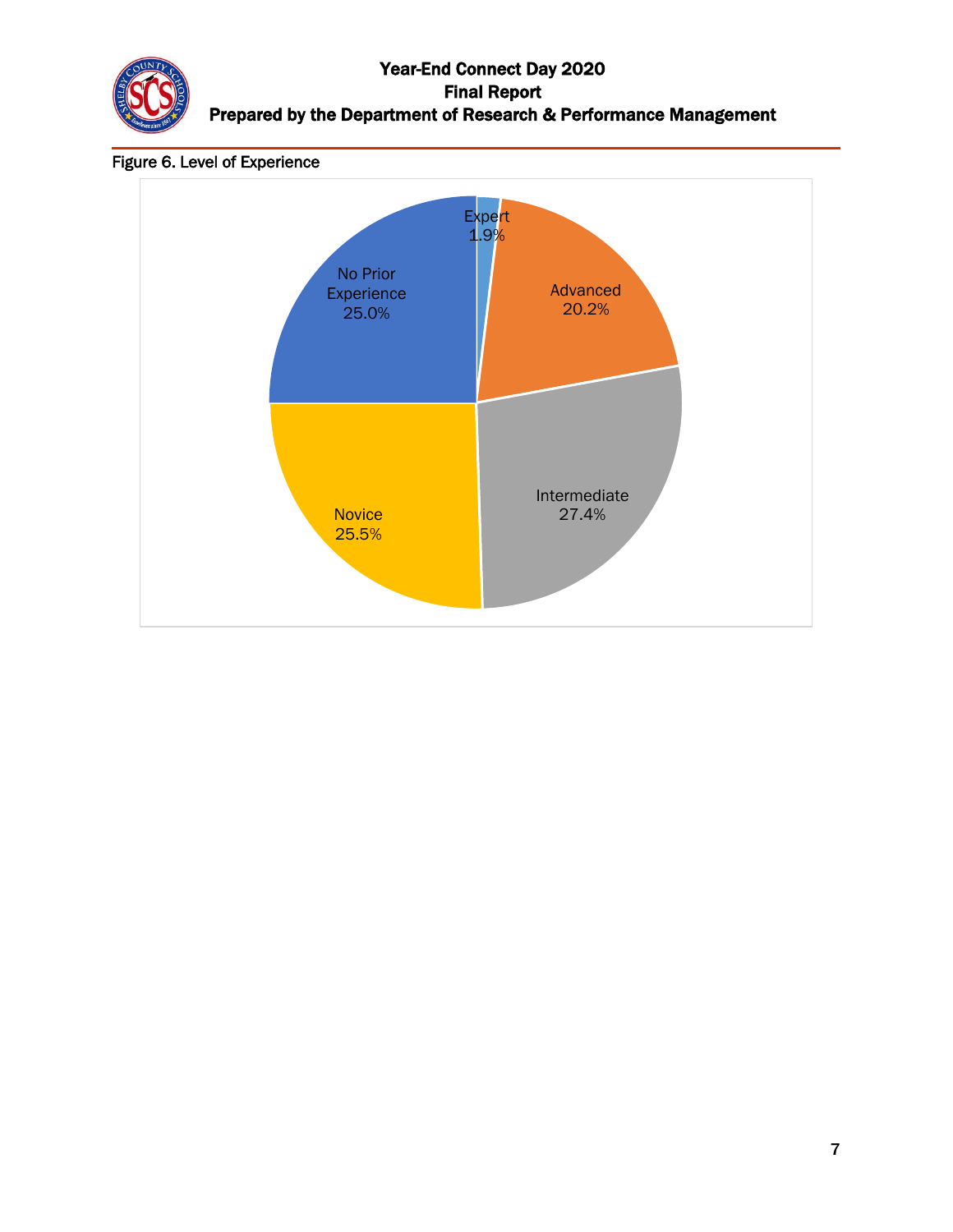Figure 6. Level of Experience

| Level of Experience | Percentage |
| --- | --- |
| Expert | 1.9% |
| Advanced | 20.2% |
| Intermediate | 27.4% |
| Novice | 25.5% |
| No Prior Experience | 25.0% |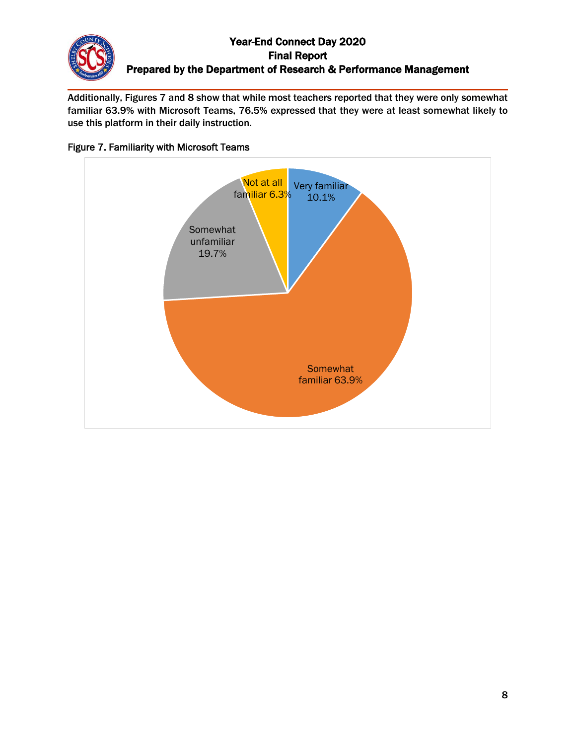Additionally, Figures 7 and 8 show that while most teachers reported that they were only somewhat familiar 63.9% with Microsoft Teams, 76.5% expressed that they were at least somewhat likely to use this platform in their daily instruction.

Figure 7. Familiarity with Microsoft Teams

| Response | Percent |
| --- | --- |
| Very familiar | 10.1% |
| Somewhat familiar | 63.9% |
| Somewhat unfamiliar | 19.7% |
| Not at all familiar | 6.3% |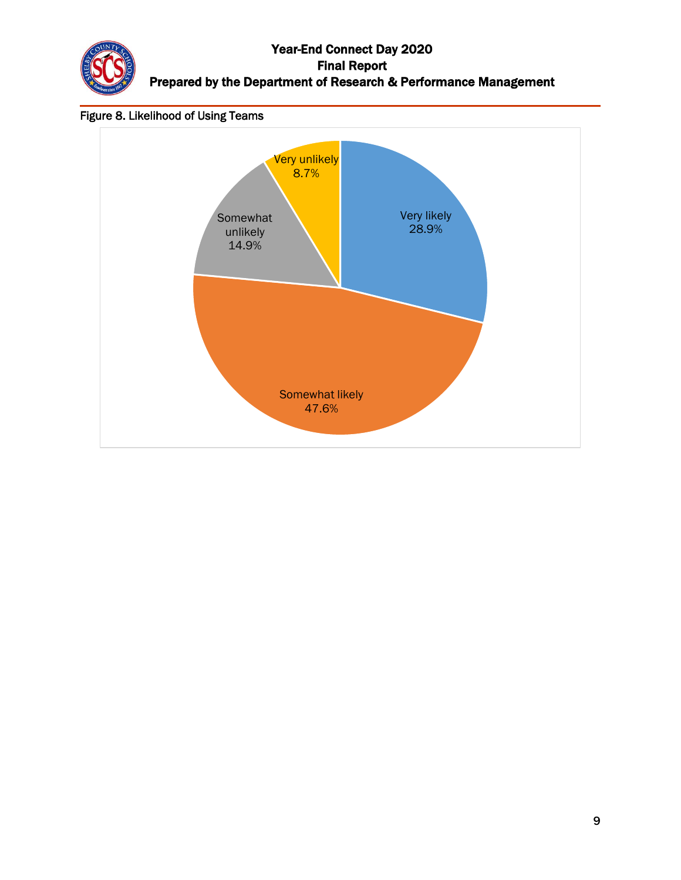Figure 8. Likelihood of Using Teams

| Response | Percent |
| --- | --- |
| Very likely | 28.9% |
| Somewhat likely | 47.6% |
| Somewhat unlikely | 14.9% |
| Very unlikely | 8.7% |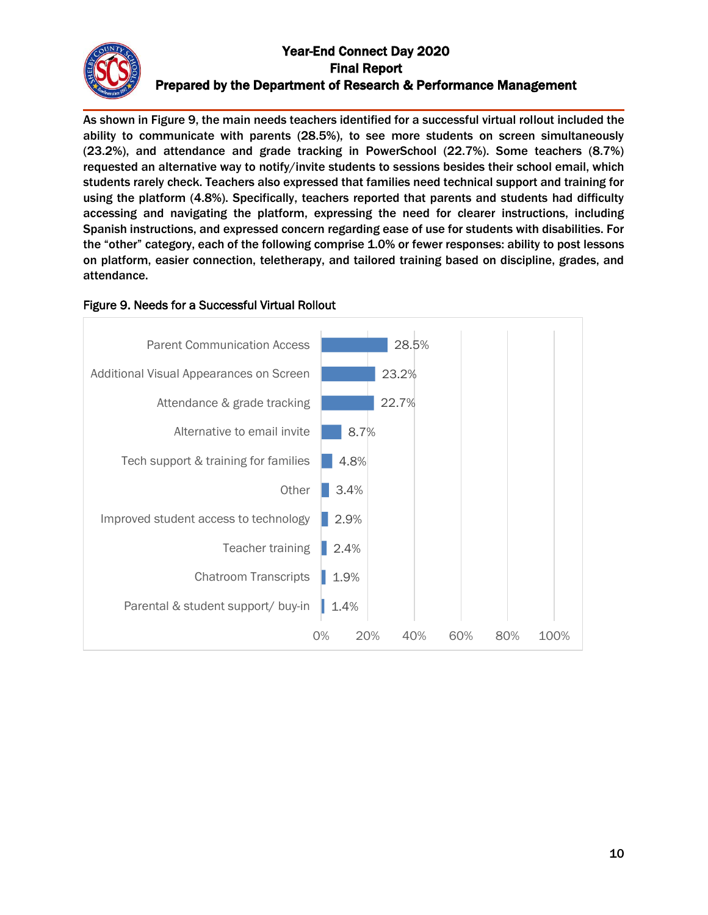As shown in Figure 9, the main needs teachers identified for a successful virtual rollout included the ability to communicate with parents (28.5%), to see more students on screen simultaneously (23.2%), and attendance and grade tracking in PowerSchool (22.7%). Some teachers (8.7%) requested an alternative way to notify/invite students to sessions besides their school email, which students rarely check. Teachers also expressed that families need technical support and training for using the platform (4.8%). Specifically, teachers reported that parents and students had difficulty accessing and navigating the platform, expressing the need for clearer instructions, including Spanish instructions, and expressed concern regarding ease of use for students with disabilities. For the "other" category, each of the following comprise 1.0% or fewer responses: ability to post lessons on platform, easier connection, teletherapy, and tailored training based on discipline, grades, and attendance.

Figure 9. Needs for a Successful Virtual Rollout

| Need | Percent |
|---|---|
| Parent Communication Access | 28.5% |
| Additional Visual Appearances on Screen | 23.2% |
| Attendance & grade tracking | 22.7% |
| Alternative to email invite | 8.7% |
| Tech support & training for families | 4.8% |
| Other | 3.4% |
| Improved student access to technology | 2.9% |
| Teacher training | 2.4% |
| Chatroom Transcripts | 1.9% |
| Parental & student support/ buy-in | 1.4% |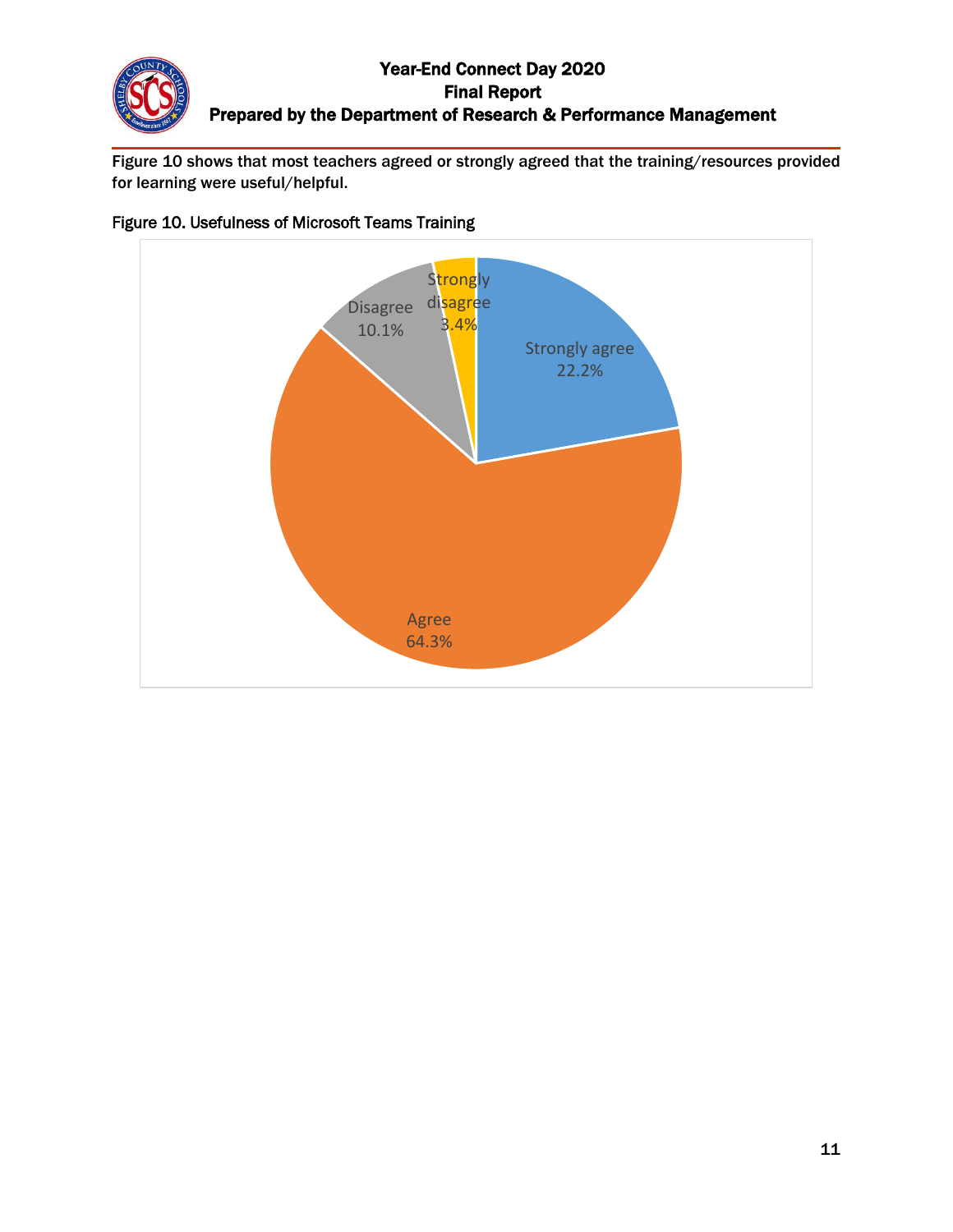Figure 10 shows that most teachers agreed or strongly agreed that the training/resources provided for learning were useful/helpful.

Figure 10. Usefulness of Microsoft Teams Training

| Response | Percent |
|---|---|
| Strongly agree | 22.2% |
| Agree | 64.3% |
| Disagree | 10.1% |
| Strongly disagree | 3.4% |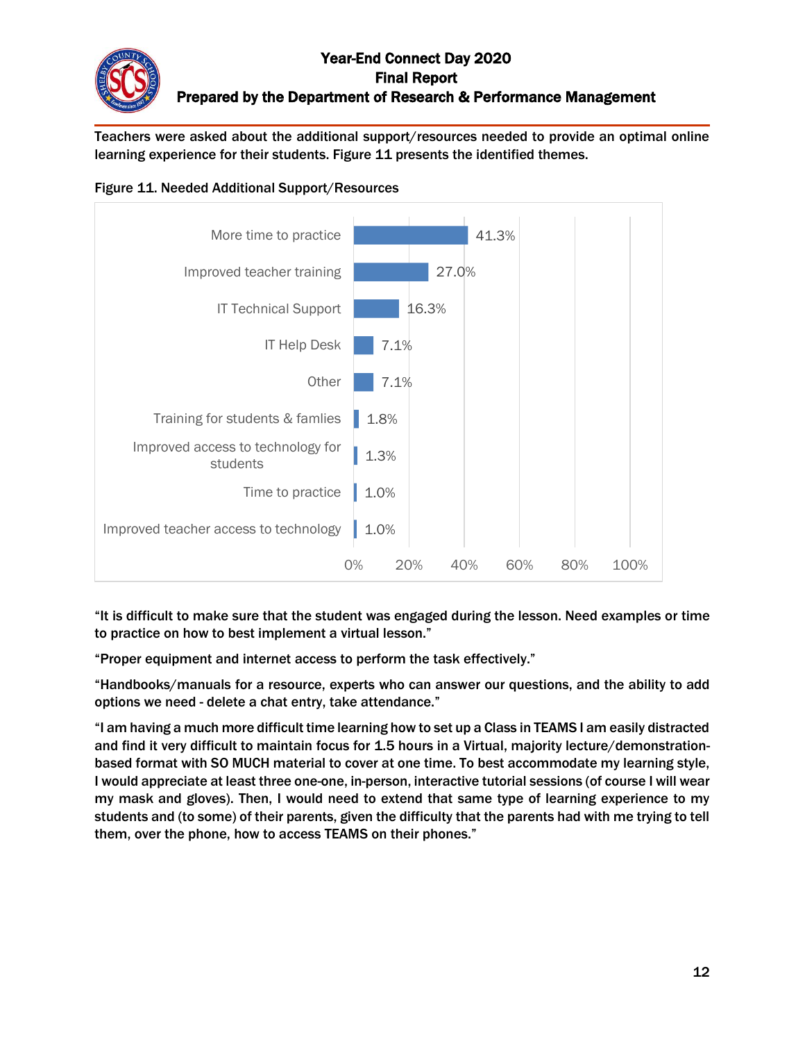Teachers were asked about the additional support/resources needed to provide an optimal online learning experience for their students. Figure 11 presents the identified themes.

Figure 11. Needed Additional Support/Resources

| Theme | Percent |
|---|---|
| More time to practice | 41.3% |
| Improved teacher training | 27.0% |
| IT Technical Support | 16.3% |
| IT Help Desk | 7.1% |
| Other | 7.1% |
| Training for students & famlies | 1.8% |
| Improved access to technology for students | 1.3% |
| Time to practice | 1.0% |
| Improved teacher access to technology | 1.0% |

"It is difficult to make sure that the student was engaged during the lesson. Need examples or time to practice on how to best implement a virtual lesson."

"Proper equipment and internet access to perform the task effectively."

"Handbooks/manuals for a resource, experts who can answer our questions, and the ability to add options we need - delete a chat entry, take attendance."

"I am having a much more difficult time learning how to set up a Class in TEAMS I am easily distracted and find it very difficult to maintain focus for 1.5 hours in a Virtual, majority lecture/demonstration-based format with SO MUCH material to cover at one time. To best accommodate my learning style, I would appreciate at least three one-one, in-person, interactive tutorial sessions (of course I will wear my mask and gloves). Then, I would need to extend that same type of learning experience to my students and (to some) of their parents, given the difficulty that the parents had with me trying to tell them, over the phone, how to access TEAMS on their phones."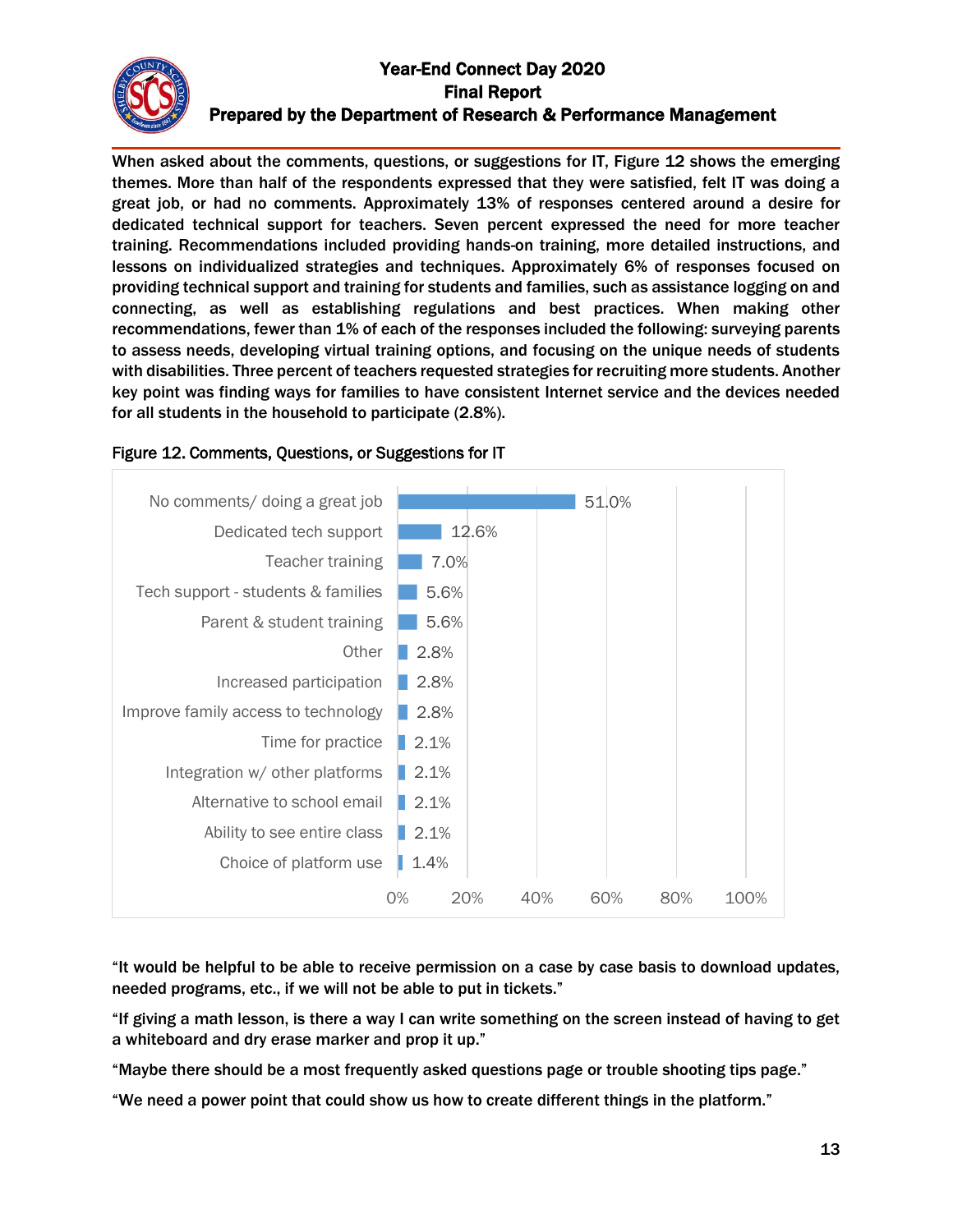When asked about the comments, questions, or suggestions for IT, Figure 12 shows the emerging themes. More than half of the respondents expressed that they were satisfied, felt IT was doing a great job, or had no comments. Approximately 13% of responses centered around a desire for dedicated technical support for teachers. Seven percent expressed the need for more teacher training. Recommendations included providing hands-on training, more detailed instructions, and lessons on individualized strategies and techniques. Approximately 6% of responses focused on providing technical support and training for students and families, such as assistance logging on and connecting, as well as establishing regulations and best practices. When making other recommendations, fewer than 1% of each of the responses included the following: surveying parents to assess needs, developing virtual training options, and focusing on the unique needs of students with disabilities. Three percent of teachers requested strategies for recruiting more students. Another key point was finding ways for families to have consistent Internet service and the devices needed for all students in the household to participate (2.8%).

Figure 12. Comments, Questions, or Suggestions for IT

| Category | Percent |
|---|---|
| No comments/ doing a great job | 51.0% |
| Dedicated tech support | 12.6% |
| Teacher training | 7.0% |
| Tech support - students & families | 5.6% |
| Parent & student training | 5.6% |
| Other | 2.8% |
| Increased participation | 2.8% |
| Improve family access to technology | 2.8% |
| Time for practice | 2.1% |
| Integration w/ other platforms | 2.1% |
| Alternative to school email | 2.1% |
| Ability to see entire class | 2.1% |
| Choice of platform use | 1.4% |

"It would be helpful to be able to receive permission on a case by case basis to download updates, needed programs, etc., if we will not be able to put in tickets."

"If giving a math lesson, is there a way I can write something on the screen instead of having to get a whiteboard and dry erase marker and prop it up."

"Maybe there should be a most frequently asked questions page or trouble shooting tips page."

"We need a power point that could show us how to create different things in the platform."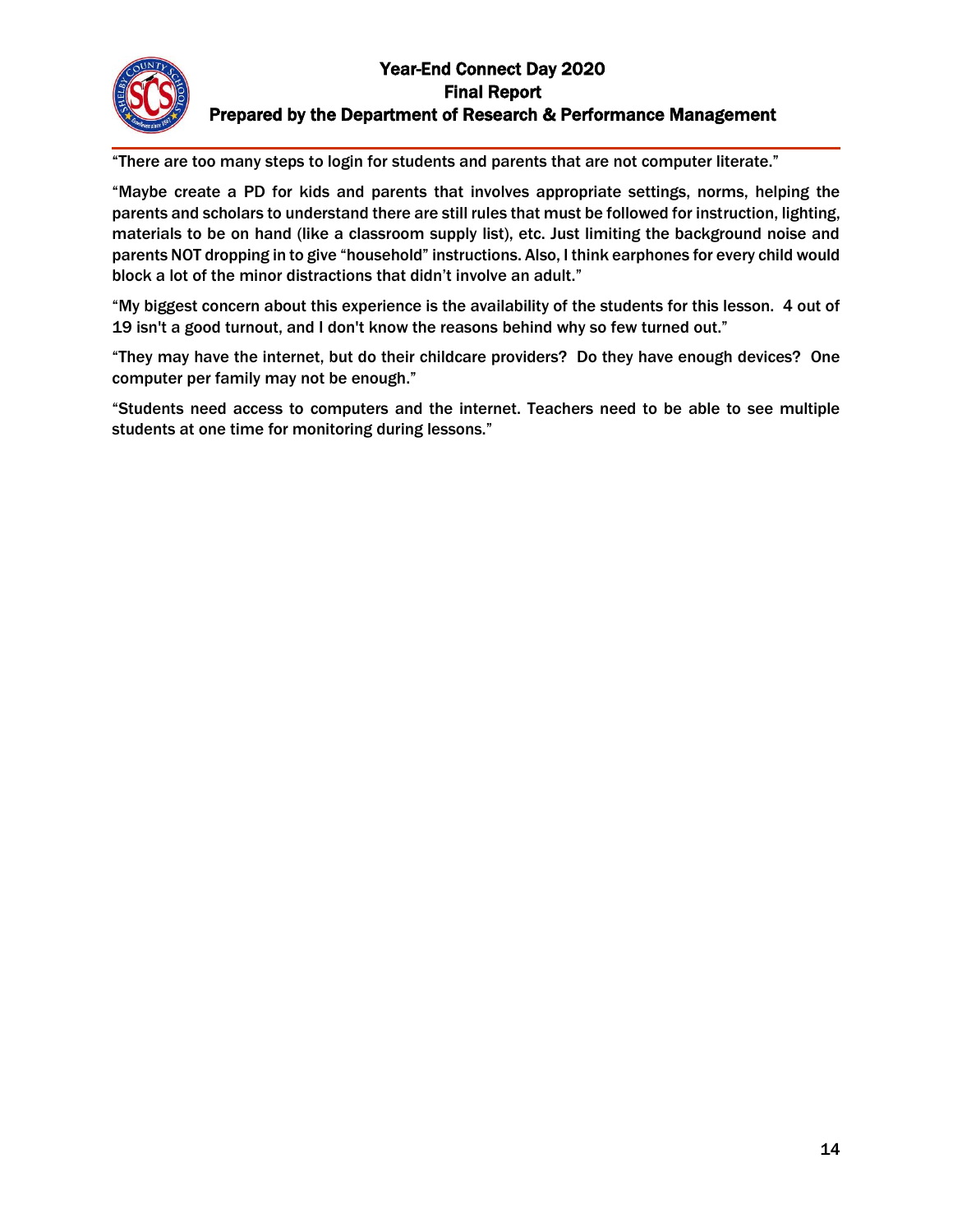"There are too many steps to login for students and parents that are not computer literate."

"Maybe create a PD for kids and parents that involves appropriate settings, norms, helping the parents and scholars to understand there are still rules that must be followed for instruction, lighting, materials to be on hand (like a classroom supply list), etc. Just limiting the background noise and parents NOT dropping in to give "household" instructions. Also, I think earphones for every child would block a lot of the minor distractions that didn't involve an adult."

"My biggest concern about this experience is the availability of the students for this lesson. 4 out of 19 isn't a good turnout, and I don't know the reasons behind why so few turned out."

"They may have the internet, but do their childcare providers? Do they have enough devices? One computer per family may not be enough."

"Students need access to computers and the internet. Teachers need to be able to see multiple students at one time for monitoring during lessons."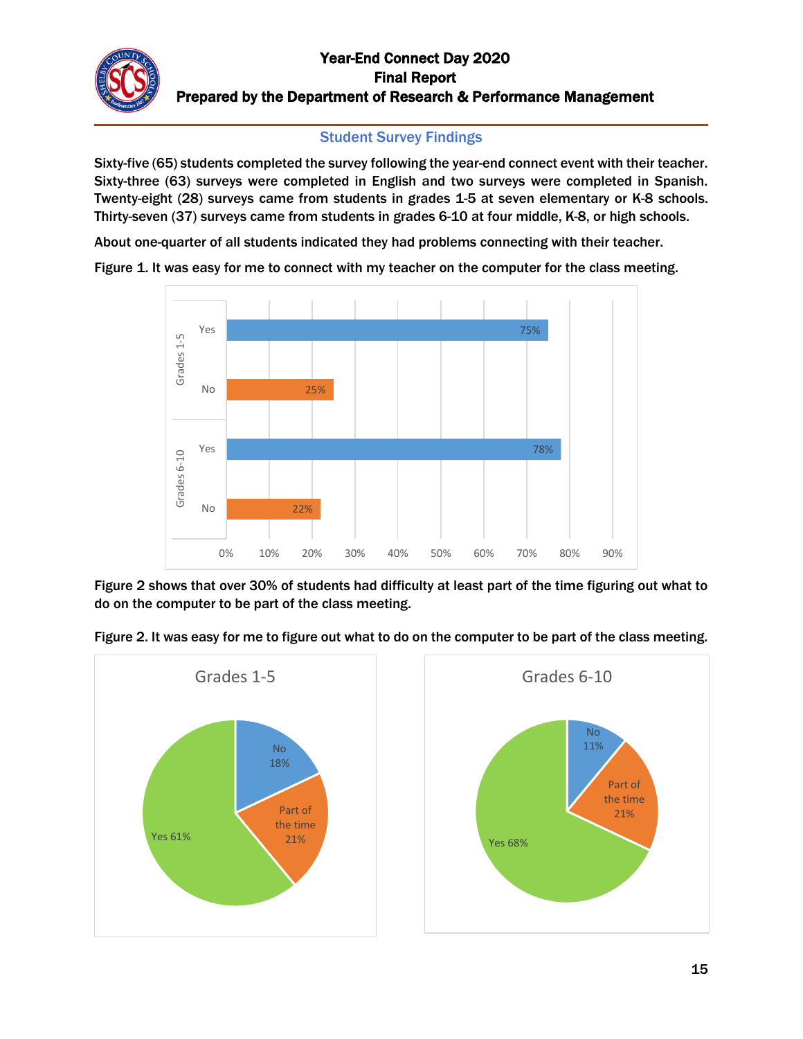## Student Survey Findings

Sixty-five (65) students completed the survey following the year-end connect event with their teacher. Sixty-three (63) surveys were completed in English and two surveys were completed in Spanish. Twenty-eight (28) surveys came from students in grades 1-5 at seven elementary or K-8 schools. Thirty-seven (37) surveys came from students in grades 6-10 at four middle, K-8, or high schools.

About one-quarter of all students indicated they had problems connecting with their teacher.

Figure 1. It was easy for me to connect with my teacher on the computer for the class meeting.

| Grade group | Response | Percent |
|---|---|---|
| Grades 1-5 | Yes | 75% |
| Grades 1-5 | No | 25% |
| Grades 6-10 | Yes | 78% |
| Grades 6-10 | No | 22% |

Figure 2 shows that over 30% of students had difficulty at least part of the time figuring out what to do on the computer to be part of the class meeting.

Figure 2. It was easy for me to figure out what to do on the computer to be part of the class meeting.

| Response | Grades 1-5 | Grades 6-10 |
|---|---|---|
| Yes | 61% | 68% |
| Part of the time | 21% | 21% |
| No | 18% | 11% |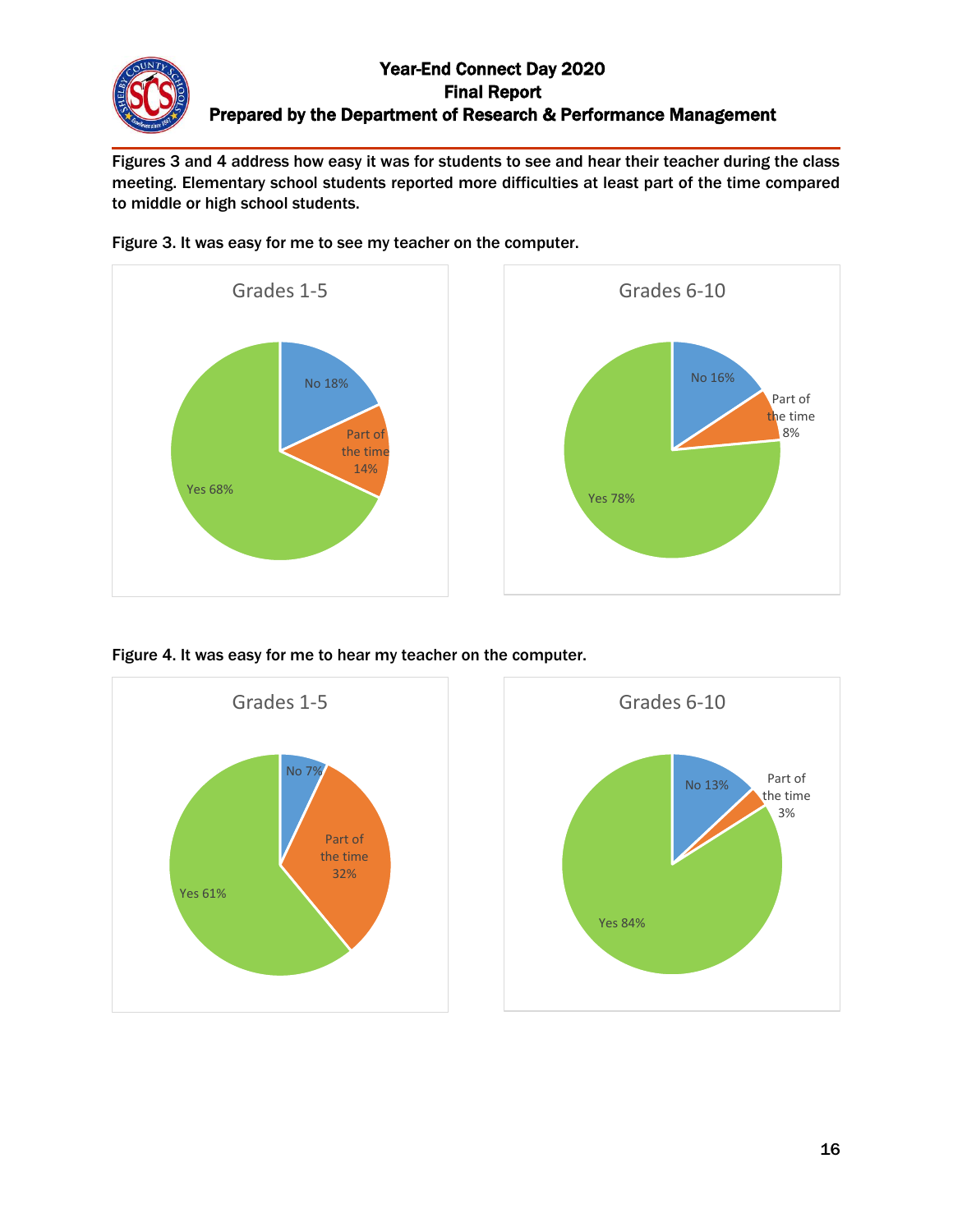Figures 3 and 4 address how easy it was for students to see and hear their teacher during the class meeting. Elementary school students reported more difficulties at least part of the time compared to middle or high school students.

Figure 3. It was easy for me to see my teacher on the computer.

**Grades 1-5**

- No 18%
- Part of the time 14%
- Yes 68%

**Grades 6-10**

- No 16%
- Part of the time 8%
- Yes 78%

Figure 4. It was easy for me to hear my teacher on the computer.

**Grades 1-5**

- No 7%
- Part of the time 32%
- Yes 61%

**Grades 6-10**

- No 13%
- Part of the time 3%
- Yes 84%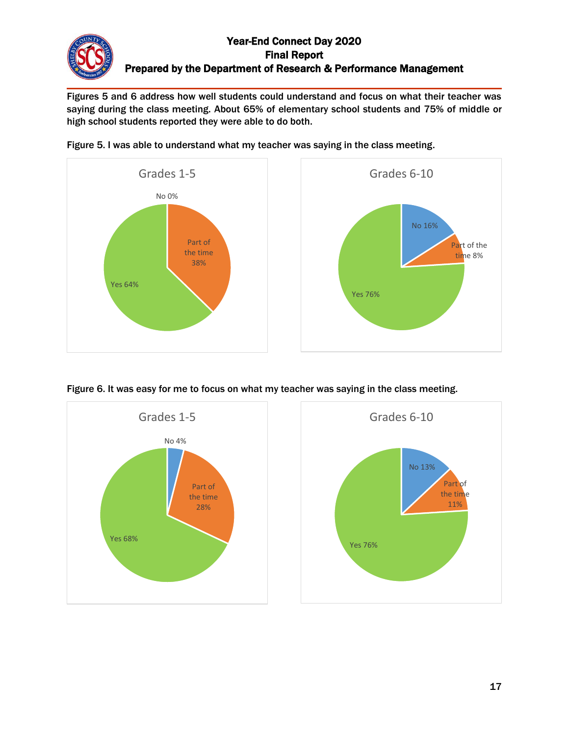Figures 5 and 6 address how well students could understand and focus on what their teacher was saying during the class meeting. About 65% of elementary school students and 75% of middle or high school students reported they were able to do both.

Figure 5. I was able to understand what my teacher was saying in the class meeting.

**Grades 1-5**

- No 0%
- Part of the time 38%
- Yes 64%

**Grades 6-10**

- No 16%
- Part of the time 8%
- Yes 76%

Figure 6. It was easy for me to focus on what my teacher was saying in the class meeting.

**Grades 1-5**

- No 4%
- Part of the time 28%
- Yes 68%

**Grades 6-10**

- No 13%
- Part of the time 11%
- Yes 76%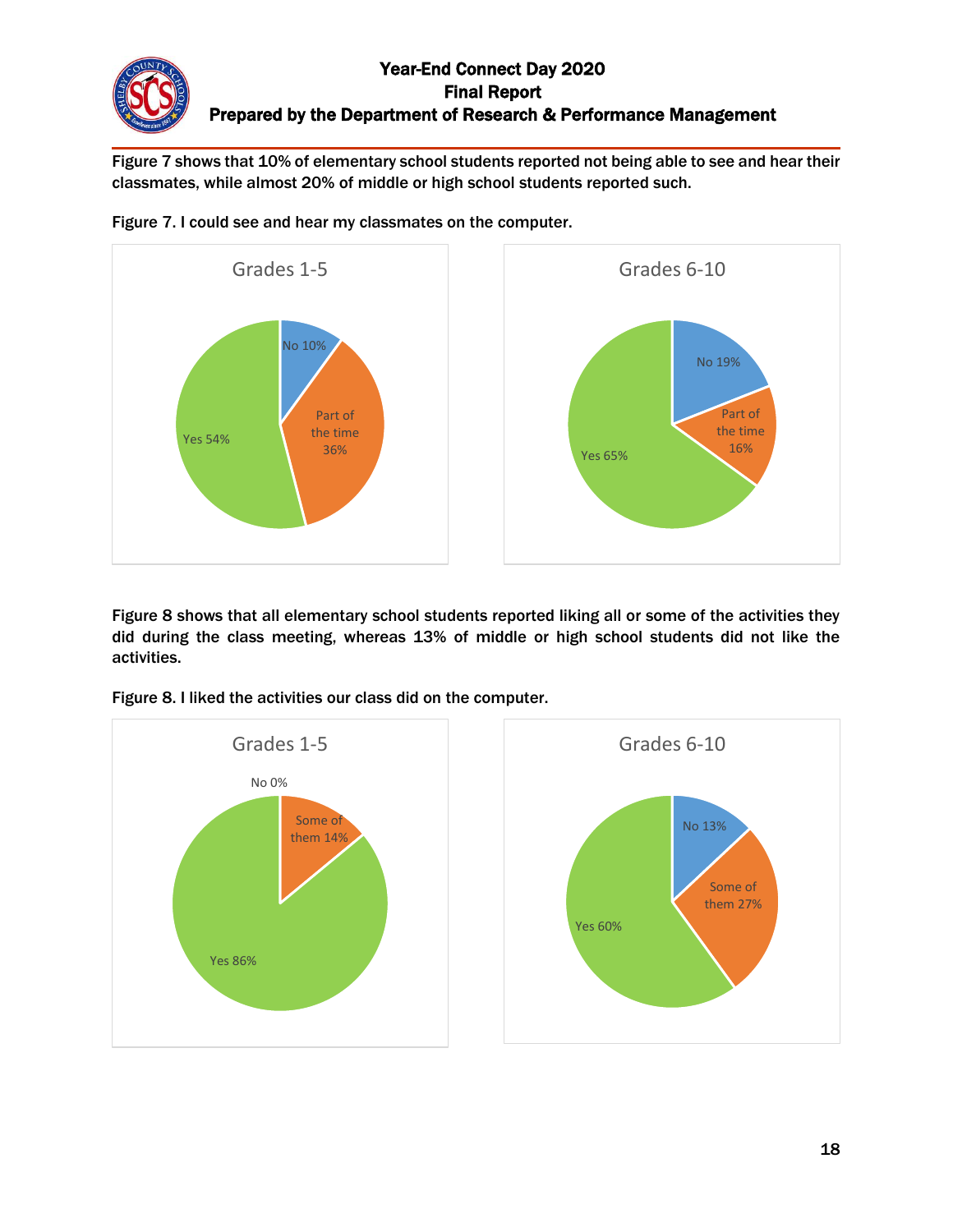Figure 7 shows that 10% of elementary school students reported not being able to see and hear their classmates, while almost 20% of middle or high school students reported such.

Figure 7. I could see and hear my classmates on the computer.

| Response | Grades 1-5 | Grades 6-10 |
| --- | --- | --- |
| No | 10% | 19% |
| Part of the time | 36% | 16% |
| Yes | 54% | 65% |

Figure 8 shows that all elementary school students reported liking all or some of the activities they did during the class meeting, whereas 13% of middle or high school students did not like the activities.

Figure 8. I liked the activities our class did on the computer.

| Response | Grades 1-5 | Grades 6-10 |
| --- | --- | --- |
| No | 0% | 13% |
| Some of them | 14% | 27% |
| Yes | 86% | 60% |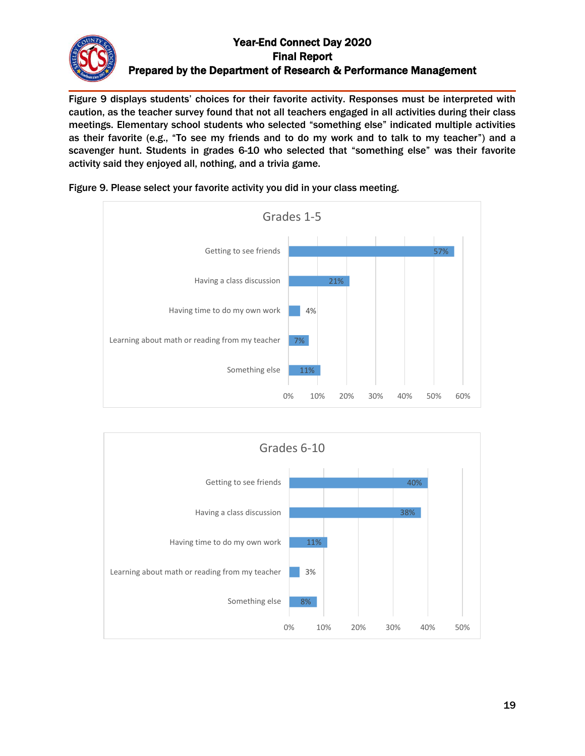Figure 9 displays students' choices for their favorite activity. Responses must be interpreted with caution, as the teacher survey found that not all teachers engaged in all activities during their class meetings. Elementary school students who selected "something else" indicated multiple activities as their favorite (e.g., "To see my friends and to do my work and to talk to my teacher") and a scavenger hunt. Students in grades 6-10 who selected that "something else" was their favorite activity said they enjoyed all, nothing, and a trivia game.

**Figure 9. Please select your favorite activity you did in your class meeting.**

**Grades 1-5**

| Activity | Percent |
|---|---|
| Getting to see friends | 57% |
| Having a class discussion | 21% |
| Having time to do my own work | 4% |
| Learning about math or reading from my teacher | 7% |
| Something else | 11% |

**Grades 6-10**

| Activity | Percent |
|---|---|
| Getting to see friends | 40% |
| Having a class discussion | 38% |
| Having time to do my own work | 11% |
| Learning about math or reading from my teacher | 3% |
| Something else | 8% |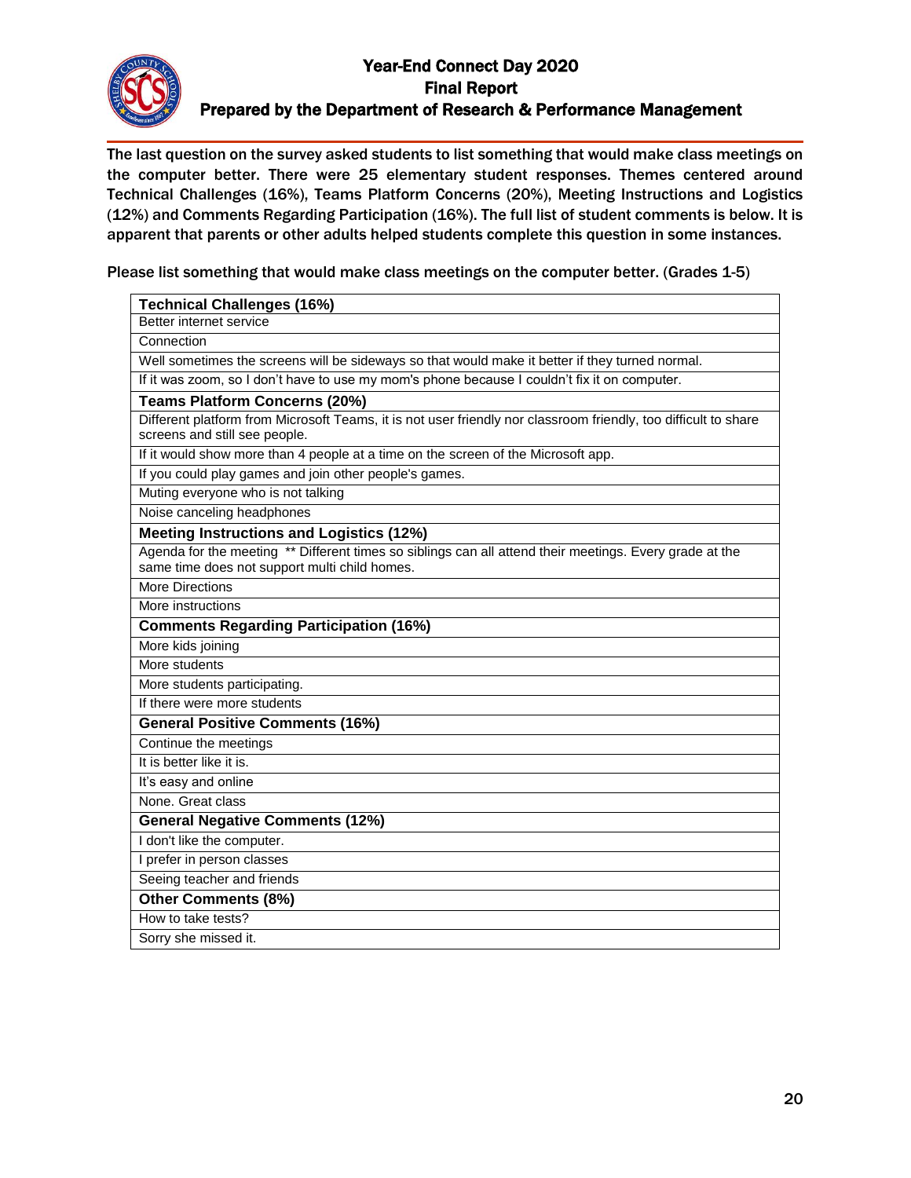The last question on the survey asked students to list something that would make class meetings on the computer better. There were 25 elementary student responses. Themes centered around Technical Challenges (16%), Teams Platform Concerns (20%), Meeting Instructions and Logistics (12%) and Comments Regarding Participation (16%). The full list of student comments is below. It is apparent that parents or other adults helped students complete this question in some instances.

Please list something that would make class meetings on the computer better. (Grades 1-5)

| **Technical Challenges (16%)** |
|---|
| Better internet service |
| Connection |
| Well sometimes the screens will be sideways so that would make it better if they turned normal. |
| If it was zoom, so I don't have to use my mom's phone because I couldn't fix it on computer. |
| **Teams Platform Concerns (20%)** |
| Different platform from Microsoft Teams, it is not user friendly nor classroom friendly, too difficult to share screens and still see people. |
| If it would show more than 4 people at a time on the screen of the Microsoft app. |
| If you could play games and join other people's games. |
| Muting everyone who is not talking |
| Noise canceling headphones |
| **Meeting Instructions and Logistics (12%)** |
| Agenda for the meeting ** Different times so siblings can all attend their meetings. Every grade at the same time does not support multi child homes. |
| More Directions |
| More instructions |
| **Comments Regarding Participation (16%)** |
| More kids joining |
| More students |
| More students participating. |
| If there were more students |
| **General Positive Comments (16%)** |
| Continue the meetings |
| It is better like it is. |
| It's easy and online |
| None. Great class |
| **General Negative Comments (12%)** |
| I don't like the computer. |
| I prefer in person classes |
| Seeing teacher and friends |
| **Other Comments (8%)** |
| How to take tests? |
| Sorry she missed it. |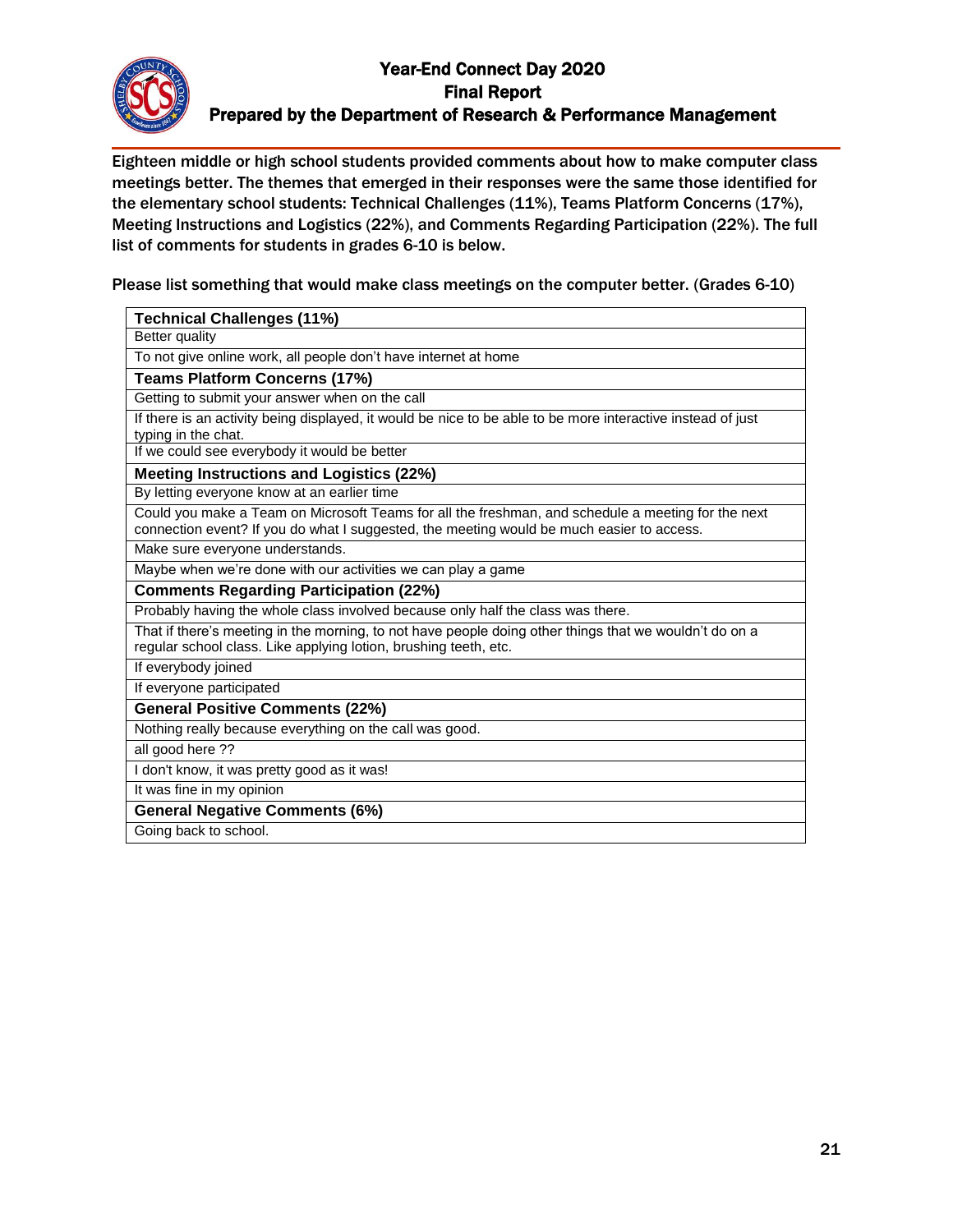Eighteen middle or high school students provided comments about how to make computer class meetings better. The themes that emerged in their responses were the same those identified for the elementary school students: Technical Challenges (11%), Teams Platform Concerns (17%), Meeting Instructions and Logistics (22%), and Comments Regarding Participation (22%). The full list of comments for students in grades 6-10 is below.

Please list something that would make class meetings on the computer better. (Grades 6-10)

| **Technical Challenges (11%)** |
|---|
| Better quality |
| To not give online work, all people don't have internet at home |
| **Teams Platform Concerns (17%)** |
| Getting to submit your answer when on the call |
| If there is an activity being displayed, it would be nice to be able to be more interactive instead of just typing in the chat. |
| If we could see everybody it would be better |
| **Meeting Instructions and Logistics (22%)** |
| By letting everyone know at an earlier time |
| Could you make a Team on Microsoft Teams for all the freshman, and schedule a meeting for the next connection event? If you do what I suggested, the meeting would be much easier to access. |
| Make sure everyone understands. |
| Maybe when we're done with our activities we can play a game |
| **Comments Regarding Participation (22%)** |
| Probably having the whole class involved because only half the class was there. |
| That if there's meeting in the morning, to not have people doing other things that we wouldn't do on a regular school class. Like applying lotion, brushing teeth, etc. |
| If everybody joined |
| If everyone participated |
| **General Positive Comments (22%)** |
| Nothing really because everything on the call was good. |
| all good here ?? |
| I don't know, it was pretty good as it was! |
| It was fine in my opinion |
| **General Negative Comments (6%)** |
| Going back to school. |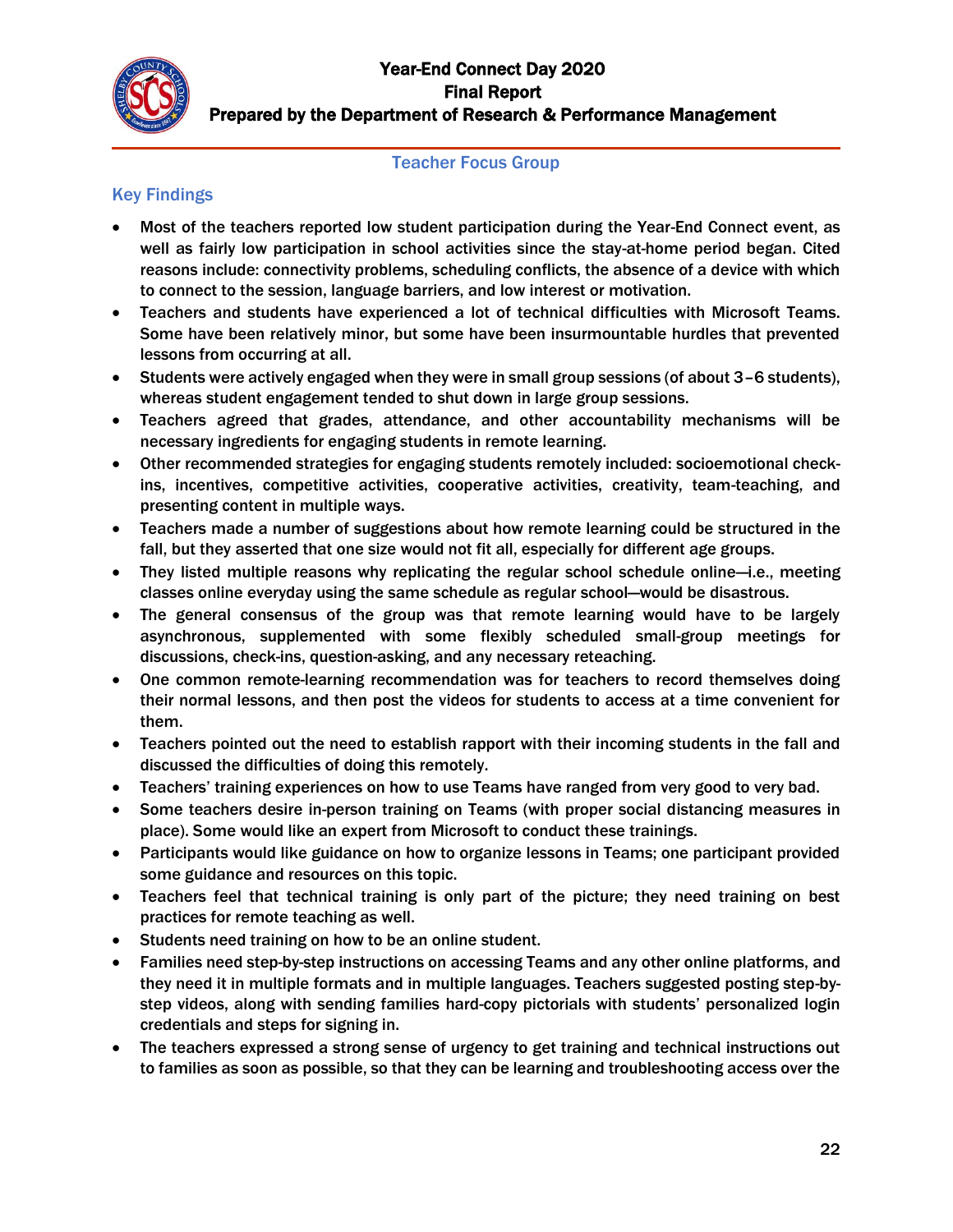## Teacher Focus Group

### Key Findings

- Most of the teachers reported low student participation during the Year-End Connect event, as well as fairly low participation in school activities since the stay-at-home period began. Cited reasons include: connectivity problems, scheduling conflicts, the absence of a device with which to connect to the session, language barriers, and low interest or motivation.
- Teachers and students have experienced a lot of technical difficulties with Microsoft Teams. Some have been relatively minor, but some have been insurmountable hurdles that prevented lessons from occurring at all.
- Students were actively engaged when they were in small group sessions (of about 3–6 students), whereas student engagement tended to shut down in large group sessions.
- Teachers agreed that grades, attendance, and other accountability mechanisms will be necessary ingredients for engaging students in remote learning.
- Other recommended strategies for engaging students remotely included: socioemotional check-ins, incentives, competitive activities, cooperative activities, creativity, team-teaching, and presenting content in multiple ways.
- Teachers made a number of suggestions about how remote learning could be structured in the fall, but they asserted that one size would not fit all, especially for different age groups.
- They listed multiple reasons why replicating the regular school schedule online—i.e., meeting classes online everyday using the same schedule as regular school—would be disastrous.
- The general consensus of the group was that remote learning would have to be largely asynchronous, supplemented with some flexibly scheduled small-group meetings for discussions, check-ins, question-asking, and any necessary reteaching.
- One common remote-learning recommendation was for teachers to record themselves doing their normal lessons, and then post the videos for students to access at a time convenient for them.
- Teachers pointed out the need to establish rapport with their incoming students in the fall and discussed the difficulties of doing this remotely.
- Teachers' training experiences on how to use Teams have ranged from very good to very bad.
- Some teachers desire in-person training on Teams (with proper social distancing measures in place). Some would like an expert from Microsoft to conduct these trainings.
- Participants would like guidance on how to organize lessons in Teams; one participant provided some guidance and resources on this topic.
- Teachers feel that technical training is only part of the picture; they need training on best practices for remote teaching as well.
- Students need training on how to be an online student.
- Families need step-by-step instructions on accessing Teams and any other online platforms, and they need it in multiple formats and in multiple languages. Teachers suggested posting step-by-step videos, along with sending families hard-copy pictorials with students' personalized login credentials and steps for signing in.
- The teachers expressed a strong sense of urgency to get training and technical instructions out to families as soon as possible, so that they can be learning and troubleshooting access over the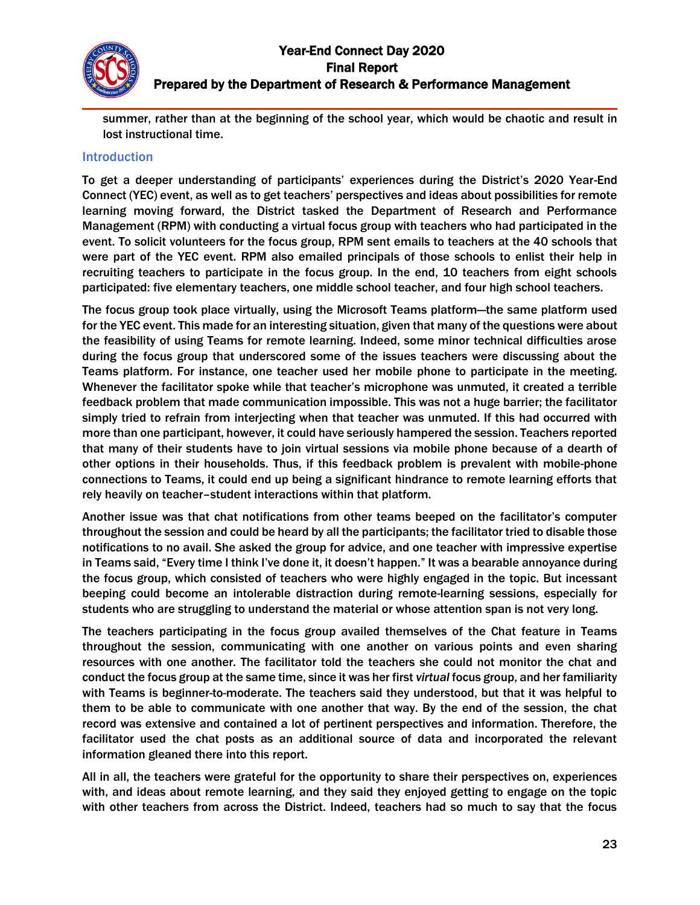summer, rather than at the beginning of the school year, which would be chaotic and result in lost instructional time.

## Introduction

To get a deeper understanding of participants' experiences during the District's 2020 Year-End Connect (YEC) event, as well as to get teachers' perspectives and ideas about possibilities for remote learning moving forward, the District tasked the Department of Research and Performance Management (RPM) with conducting a virtual focus group with teachers who had participated in the event. To solicit volunteers for the focus group, RPM sent emails to teachers at the 40 schools that were part of the YEC event. RPM also emailed principals of those schools to enlist their help in recruiting teachers to participate in the focus group. In the end, 10 teachers from eight schools participated: five elementary teachers, one middle school teacher, and four high school teachers.

The focus group took place virtually, using the Microsoft Teams platform—the same platform used for the YEC event. This made for an interesting situation, given that many of the questions were about the feasibility of using Teams for remote learning. Indeed, some minor technical difficulties arose during the focus group that underscored some of the issues teachers were discussing about the Teams platform. For instance, one teacher used her mobile phone to participate in the meeting. Whenever the facilitator spoke while that teacher's microphone was unmuted, it created a terrible feedback problem that made communication impossible. This was not a huge barrier; the facilitator simply tried to refrain from interjecting when that teacher was unmuted. If this had occurred with more than one participant, however, it could have seriously hampered the session. Teachers reported that many of their students have to join virtual sessions via mobile phone because of a dearth of other options in their households. Thus, if this feedback problem is prevalent with mobile-phone connections to Teams, it could end up being a significant hindrance to remote learning efforts that rely heavily on teacher–student interactions within that platform.

Another issue was that chat notifications from other teams beeped on the facilitator's computer throughout the session and could be heard by all the participants; the facilitator tried to disable those notifications to no avail. She asked the group for advice, and one teacher with impressive expertise in Teams said, "Every time I think I've done it, it doesn't happen." It was a bearable annoyance during the focus group, which consisted of teachers who were highly engaged in the topic. But incessant beeping could become an intolerable distraction during remote-learning sessions, especially for students who are struggling to understand the material or whose attention span is not very long.

The teachers participating in the focus group availed themselves of the Chat feature in Teams throughout the session, communicating with one another on various points and even sharing resources with one another. The facilitator told the teachers she could not monitor the chat and conduct the focus group at the same time, since it was her first *virtual* focus group, and her familiarity with Teams is beginner-to-moderate. The teachers said they understood, but that it was helpful to them to be able to communicate with one another that way. By the end of the session, the chat record was extensive and contained a lot of pertinent perspectives and information. Therefore, the facilitator used the chat posts as an additional source of data and incorporated the relevant information gleaned there into this report.

All in all, the teachers were grateful for the opportunity to share their perspectives on, experiences with, and ideas about remote learning, and they said they enjoyed getting to engage on the topic with other teachers from across the District. Indeed, teachers had so much to say that the focus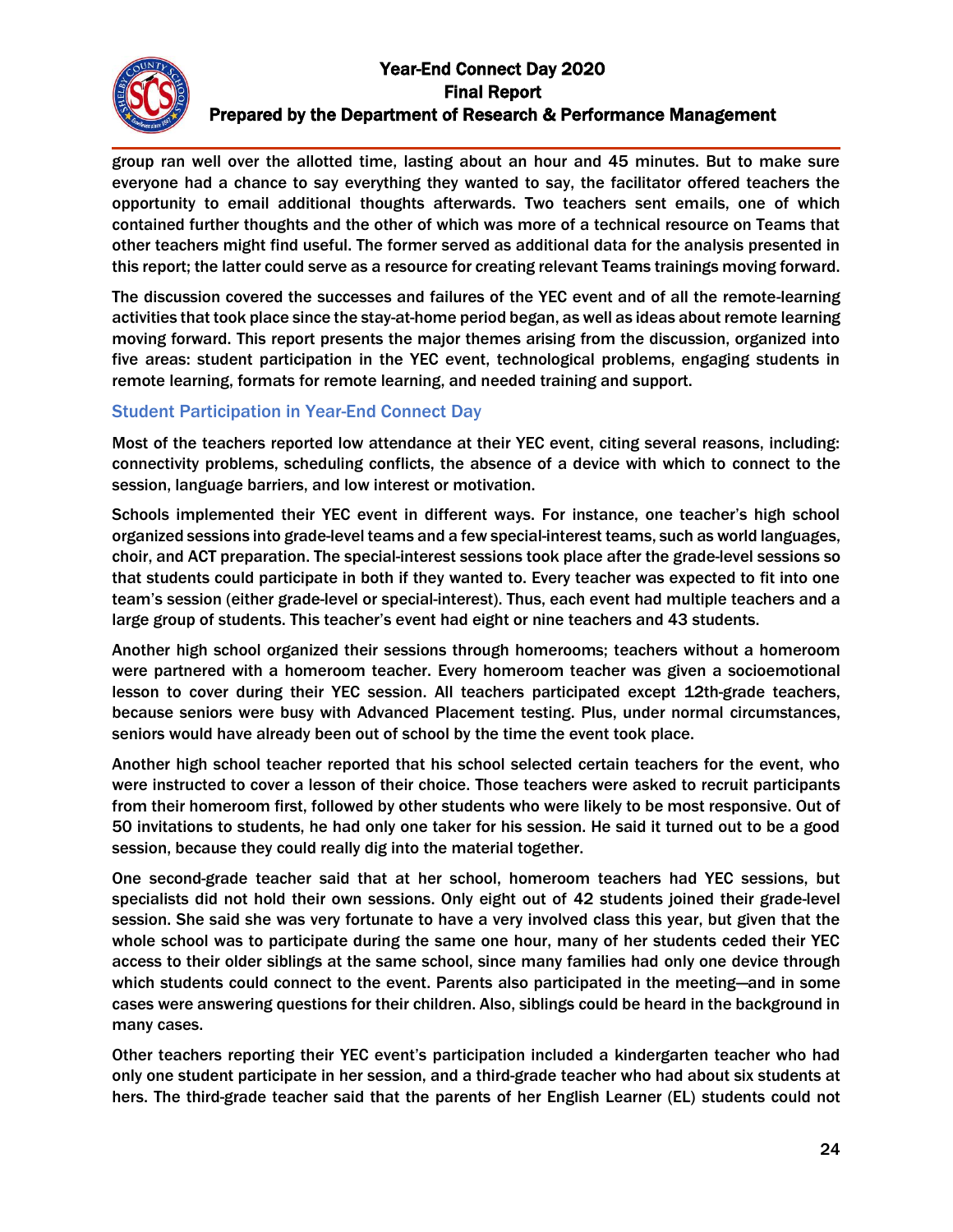group ran well over the allotted time, lasting about an hour and 45 minutes. But to make sure everyone had a chance to say everything they wanted to say, the facilitator offered teachers the opportunity to email additional thoughts afterwards. Two teachers sent emails, one of which contained further thoughts and the other of which was more of a technical resource on Teams that other teachers might find useful. The former served as additional data for the analysis presented in this report; the latter could serve as a resource for creating relevant Teams trainings moving forward.

The discussion covered the successes and failures of the YEC event and of all the remote-learning activities that took place since the stay-at-home period began, as well as ideas about remote learning moving forward. This report presents the major themes arising from the discussion, organized into five areas: student participation in the YEC event, technological problems, engaging students in remote learning, formats for remote learning, and needed training and support.

## Student Participation in Year-End Connect Day

Most of the teachers reported low attendance at their YEC event, citing several reasons, including: connectivity problems, scheduling conflicts, the absence of a device with which to connect to the session, language barriers, and low interest or motivation.

Schools implemented their YEC event in different ways. For instance, one teacher's high school organized sessions into grade-level teams and a few special-interest teams, such as world languages, choir, and ACT preparation. The special-interest sessions took place after the grade-level sessions so that students could participate in both if they wanted to. Every teacher was expected to fit into one team's session (either grade-level or special-interest). Thus, each event had multiple teachers and a large group of students. This teacher's event had eight or nine teachers and 43 students.

Another high school organized their sessions through homerooms; teachers without a homeroom were partnered with a homeroom teacher. Every homeroom teacher was given a socioemotional lesson to cover during their YEC session. All teachers participated except 12th-grade teachers, because seniors were busy with Advanced Placement testing. Plus, under normal circumstances, seniors would have already been out of school by the time the event took place.

Another high school teacher reported that his school selected certain teachers for the event, who were instructed to cover a lesson of their choice. Those teachers were asked to recruit participants from their homeroom first, followed by other students who were likely to be most responsive. Out of 50 invitations to students, he had only one taker for his session. He said it turned out to be a good session, because they could really dig into the material together.

One second-grade teacher said that at her school, homeroom teachers had YEC sessions, but specialists did not hold their own sessions. Only eight out of 42 students joined their grade-level session. She said she was very fortunate to have a very involved class this year, but given that the whole school was to participate during the same one hour, many of her students ceded their YEC access to their older siblings at the same school, since many families had only one device through which students could connect to the event. Parents also participated in the meeting—and in some cases were answering questions for their children. Also, siblings could be heard in the background in many cases.

Other teachers reporting their YEC event's participation included a kindergarten teacher who had only one student participate in her session, and a third-grade teacher who had about six students at hers. The third-grade teacher said that the parents of her English Learner (EL) students could not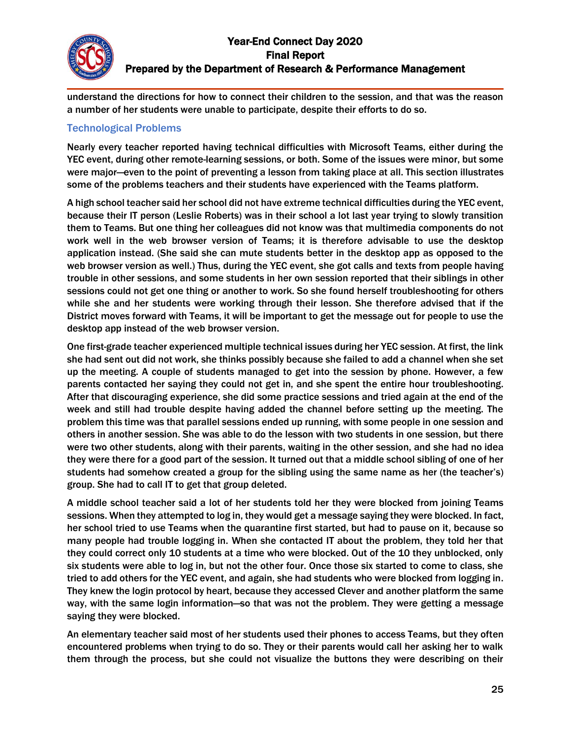understand the directions for how to connect their children to the session, and that was the reason a number of her students were unable to participate, despite their efforts to do so.

### Technological Problems

Nearly every teacher reported having technical difficulties with Microsoft Teams, either during the YEC event, during other remote-learning sessions, or both. Some of the issues were minor, but some were major—even to the point of preventing a lesson from taking place at all. This section illustrates some of the problems teachers and their students have experienced with the Teams platform.

A high school teacher said her school did not have extreme technical difficulties during the YEC event, because their IT person (Leslie Roberts) was in their school a lot last year trying to slowly transition them to Teams. But one thing her colleagues did not know was that multimedia components do not work well in the web browser version of Teams; it is therefore advisable to use the desktop application instead. (She said she can mute students better in the desktop app as opposed to the web browser version as well.) Thus, during the YEC event, she got calls and texts from people having trouble in other sessions, and some students in her own session reported that their siblings in other sessions could not get one thing or another to work. So she found herself troubleshooting for others while she and her students were working through their lesson. She therefore advised that if the District moves forward with Teams, it will be important to get the message out for people to use the desktop app instead of the web browser version.

One first-grade teacher experienced multiple technical issues during her YEC session. At first, the link she had sent out did not work, she thinks possibly because she failed to add a channel when she set up the meeting. A couple of students managed to get into the session by phone. However, a few parents contacted her saying they could not get in, and she spent the entire hour troubleshooting. After that discouraging experience, she did some practice sessions and tried again at the end of the week and still had trouble despite having added the channel before setting up the meeting. The problem this time was that parallel sessions ended up running, with some people in one session and others in another session. She was able to do the lesson with two students in one session, but there were two other students, along with their parents, waiting in the other session, and she had no idea they were there for a good part of the session. It turned out that a middle school sibling of one of her students had somehow created a group for the sibling using the same name as her (the teacher's) group. She had to call IT to get that group deleted.

A middle school teacher said a lot of her students told her they were blocked from joining Teams sessions. When they attempted to log in, they would get a message saying they were blocked. In fact, her school tried to use Teams when the quarantine first started, but had to pause on it, because so many people had trouble logging in. When she contacted IT about the problem, they told her that they could correct only 10 students at a time who were blocked. Out of the 10 they unblocked, only six students were able to log in, but not the other four. Once those six started to come to class, she tried to add others for the YEC event, and again, she had students who were blocked from logging in. They knew the login protocol by heart, because they accessed Clever and another platform the same way, with the same login information—so that was not the problem. They were getting a message saying they were blocked.

An elementary teacher said most of her students used their phones to access Teams, but they often encountered problems when trying to do so. They or their parents would call her asking her to walk them through the process, but she could not visualize the buttons they were describing on their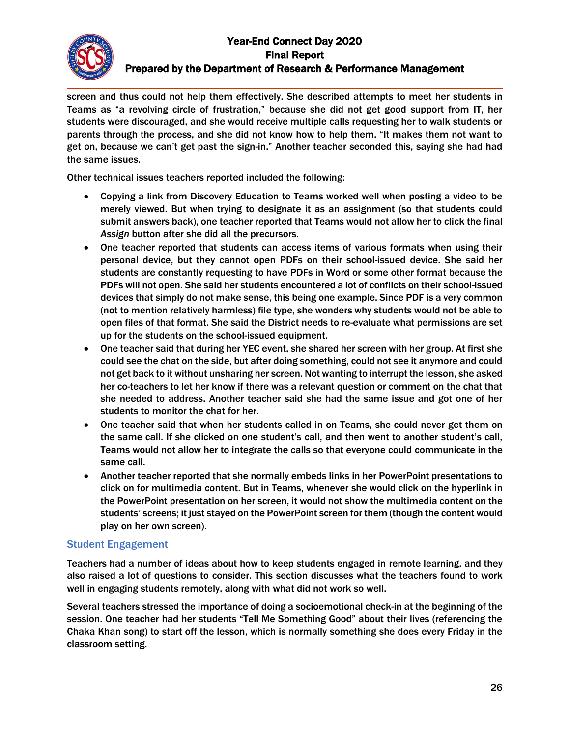screen and thus could not help them effectively. She described attempts to meet her students in Teams as "a revolving circle of frustration," because she did not get good support from IT, her students were discouraged, and she would receive multiple calls requesting her to walk students or parents through the process, and she did not know how to help them. "It makes them not want to get on, because we can't get past the sign-in." Another teacher seconded this, saying she had had the same issues.

Other technical issues teachers reported included the following:

- Copying a link from Discovery Education to Teams worked well when posting a video to be merely viewed. But when trying to designate it as an assignment (so that students could submit answers back), one teacher reported that Teams would not allow her to click the final *Assign* button after she did all the precursors.
- One teacher reported that students can access items of various formats when using their personal device, but they cannot open PDFs on their school-issued device. She said her students are constantly requesting to have PDFs in Word or some other format because the PDFs will not open. She said her students encountered a lot of conflicts on their school-issued devices that simply do not make sense, this being one example. Since PDF is a very common (not to mention relatively harmless) file type, she wonders why students would not be able to open files of that format. She said the District needs to re-evaluate what permissions are set up for the students on the school-issued equipment.
- One teacher said that during her YEC event, she shared her screen with her group. At first she could see the chat on the side, but after doing something, could not see it anymore and could not get back to it without unsharing her screen. Not wanting to interrupt the lesson, she asked her co-teachers to let her know if there was a relevant question or comment on the chat that she needed to address. Another teacher said she had the same issue and got one of her students to monitor the chat for her.
- One teacher said that when her students called in on Teams, she could never get them on the same call. If she clicked on one student's call, and then went to another student's call, Teams would not allow her to integrate the calls so that everyone could communicate in the same call.
- Another teacher reported that she normally embeds links in her PowerPoint presentations to click on for multimedia content. But in Teams, whenever she would click on the hyperlink in the PowerPoint presentation on her screen, it would not show the multimedia content on the students' screens; it just stayed on the PowerPoint screen for them (though the content would play on her own screen).

### Student Engagement

Teachers had a number of ideas about how to keep students engaged in remote learning, and they also raised a lot of questions to consider. This section discusses what the teachers found to work well in engaging students remotely, along with what did not work so well.

Several teachers stressed the importance of doing a socioemotional check-in at the beginning of the session. One teacher had her students "Tell Me Something Good" about their lives (referencing the Chaka Khan song) to start off the lesson, which is normally something she does every Friday in the classroom setting.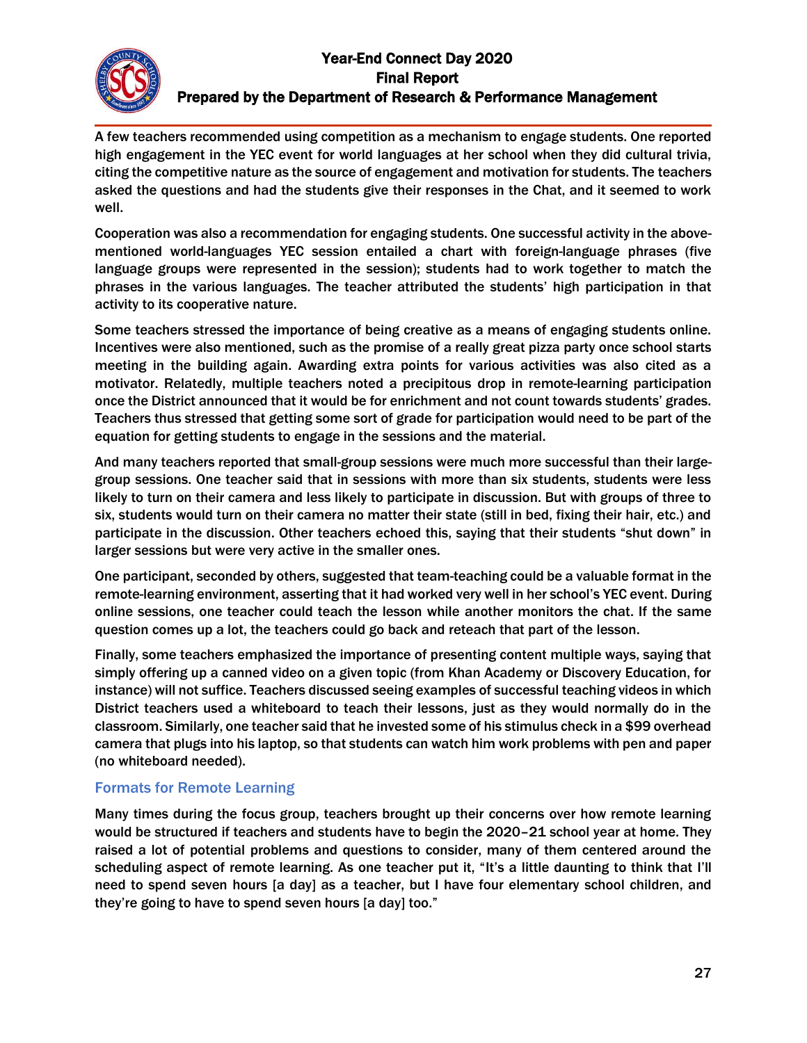A few teachers recommended using competition as a mechanism to engage students. One reported high engagement in the YEC event for world languages at her school when they did cultural trivia, citing the competitive nature as the source of engagement and motivation for students. The teachers asked the questions and had the students give their responses in the Chat, and it seemed to work well.

Cooperation was also a recommendation for engaging students. One successful activity in the above-mentioned world-languages YEC session entailed a chart with foreign-language phrases (five language groups were represented in the session); students had to work together to match the phrases in the various languages. The teacher attributed the students' high participation in that activity to its cooperative nature.

Some teachers stressed the importance of being creative as a means of engaging students online. Incentives were also mentioned, such as the promise of a really great pizza party once school starts meeting in the building again. Awarding extra points for various activities was also cited as a motivator. Relatedly, multiple teachers noted a precipitous drop in remote-learning participation once the District announced that it would be for enrichment and not count towards students' grades. Teachers thus stressed that getting some sort of grade for participation would need to be part of the equation for getting students to engage in the sessions and the material.

And many teachers reported that small-group sessions were much more successful than their large-group sessions. One teacher said that in sessions with more than six students, students were less likely to turn on their camera and less likely to participate in discussion. But with groups of three to six, students would turn on their camera no matter their state (still in bed, fixing their hair, etc.) and participate in the discussion. Other teachers echoed this, saying that their students "shut down" in larger sessions but were very active in the smaller ones.

One participant, seconded by others, suggested that team-teaching could be a valuable format in the remote-learning environment, asserting that it had worked very well in her school's YEC event. During online sessions, one teacher could teach the lesson while another monitors the chat. If the same question comes up a lot, the teachers could go back and reteach that part of the lesson.

Finally, some teachers emphasized the importance of presenting content multiple ways, saying that simply offering up a canned video on a given topic (from Khan Academy or Discovery Education, for instance) will not suffice. Teachers discussed seeing examples of successful teaching videos in which District teachers used a whiteboard to teach their lessons, just as they would normally do in the classroom. Similarly, one teacher said that he invested some of his stimulus check in a $99 overhead camera that plugs into his laptop, so that students can watch him work problems with pen and paper (no whiteboard needed).

### Formats for Remote Learning

Many times during the focus group, teachers brought up their concerns over how remote learning would be structured if teachers and students have to begin the 2020–21 school year at home. They raised a lot of potential problems and questions to consider, many of them centered around the scheduling aspect of remote learning. As one teacher put it, "It's a little daunting to think that I'll need to spend seven hours [a day] as a teacher, but I have four elementary school children, and they're going to have to spend seven hours [a day] too."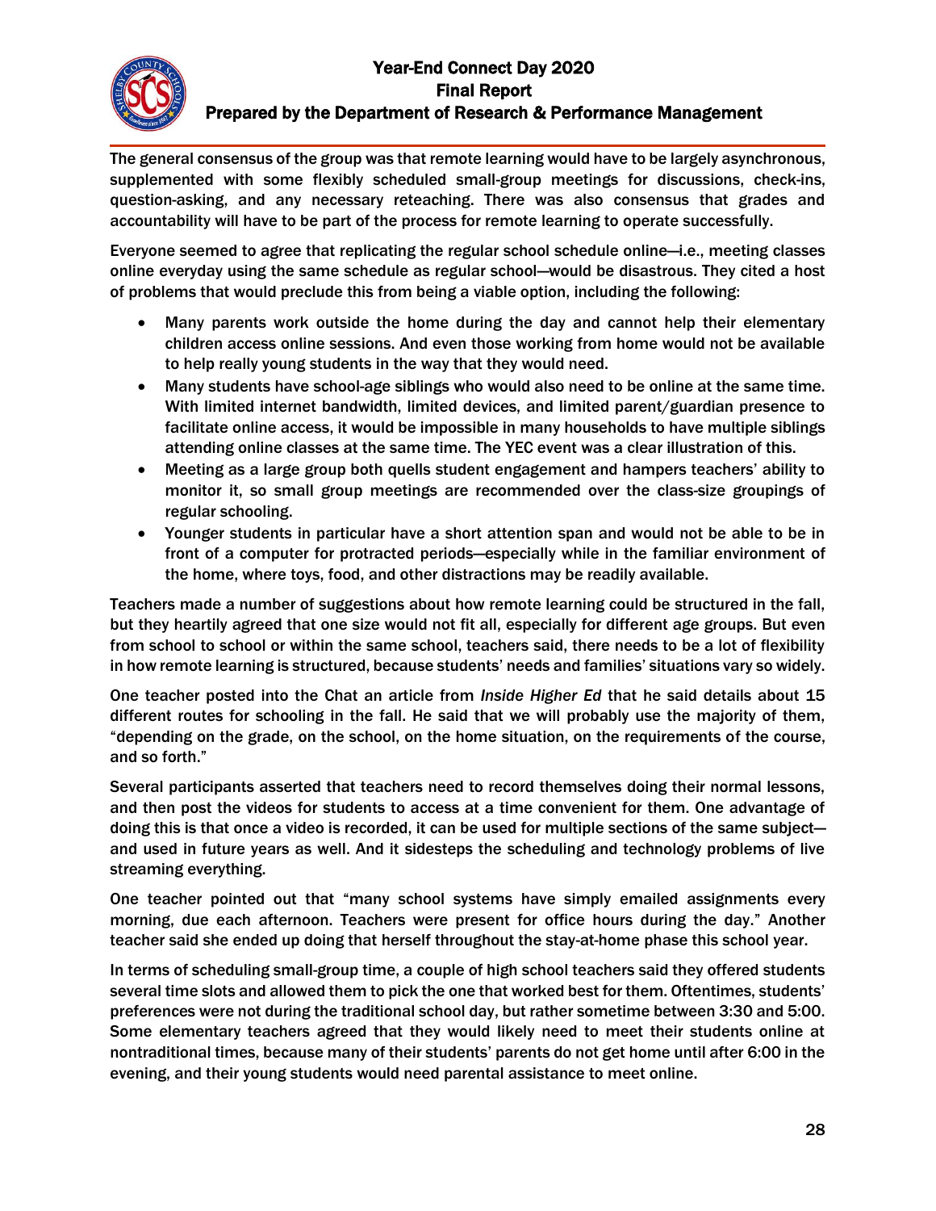The general consensus of the group was that remote learning would have to be largely asynchronous, supplemented with some flexibly scheduled small-group meetings for discussions, check-ins, question-asking, and any necessary reteaching. There was also consensus that grades and accountability will have to be part of the process for remote learning to operate successfully.

Everyone seemed to agree that replicating the regular school schedule online—i.e., meeting classes online everyday using the same schedule as regular school—would be disastrous. They cited a host of problems that would preclude this from being a viable option, including the following:

- Many parents work outside the home during the day and cannot help their elementary children access online sessions. And even those working from home would not be available to help really young students in the way that they would need.
- Many students have school-age siblings who would also need to be online at the same time. With limited internet bandwidth, limited devices, and limited parent/guardian presence to facilitate online access, it would be impossible in many households to have multiple siblings attending online classes at the same time. The YEC event was a clear illustration of this.
- Meeting as a large group both quells student engagement and hampers teachers' ability to monitor it, so small group meetings are recommended over the class-size groupings of regular schooling.
- Younger students in particular have a short attention span and would not be able to be in front of a computer for protracted periods—especially while in the familiar environment of the home, where toys, food, and other distractions may be readily available.

Teachers made a number of suggestions about how remote learning could be structured in the fall, but they heartily agreed that one size would not fit all, especially for different age groups. But even from school to school or within the same school, teachers said, there needs to be a lot of flexibility in how remote learning is structured, because students' needs and families' situations vary so widely.

One teacher posted into the Chat an article from *Inside Higher Ed* that he said details about 15 different routes for schooling in the fall. He said that we will probably use the majority of them, "depending on the grade, on the school, on the home situation, on the requirements of the course, and so forth."

Several participants asserted that teachers need to record themselves doing their normal lessons, and then post the videos for students to access at a time convenient for them. One advantage of doing this is that once a video is recorded, it can be used for multiple sections of the same subject—and used in future years as well. And it sidesteps the scheduling and technology problems of live streaming everything.

One teacher pointed out that "many school systems have simply emailed assignments every morning, due each afternoon. Teachers were present for office hours during the day." Another teacher said she ended up doing that herself throughout the stay-at-home phase this school year.

In terms of scheduling small-group time, a couple of high school teachers said they offered students several time slots and allowed them to pick the one that worked best for them. Oftentimes, students' preferences were not during the traditional school day, but rather sometime between 3:30 and 5:00. Some elementary teachers agreed that they would likely need to meet their students online at nontraditional times, because many of their students' parents do not get home until after 6:00 in the evening, and their young students would need parental assistance to meet online.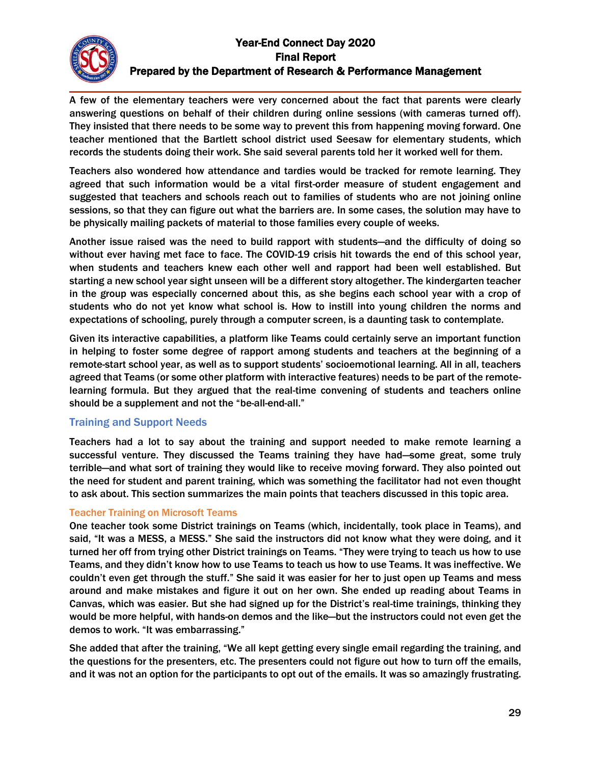A few of the elementary teachers were very concerned about the fact that parents were clearly answering questions on behalf of their children during online sessions (with cameras turned off). They insisted that there needs to be some way to prevent this from happening moving forward. One teacher mentioned that the Bartlett school district used Seesaw for elementary students, which records the students doing their work. She said several parents told her it worked well for them.

Teachers also wondered how attendance and tardies would be tracked for remote learning. They agreed that such information would be a vital first-order measure of student engagement and suggested that teachers and schools reach out to families of students who are not joining online sessions, so that they can figure out what the barriers are. In some cases, the solution may have to be physically mailing packets of material to those families every couple of weeks.

Another issue raised was the need to build rapport with students—and the difficulty of doing so without ever having met face to face. The COVID-19 crisis hit towards the end of this school year, when students and teachers knew each other well and rapport had been well established. But starting a new school year sight unseen will be a different story altogether. The kindergarten teacher in the group was especially concerned about this, as she begins each school year with a crop of students who do not yet know what school is. How to instill into young children the norms and expectations of schooling, purely through a computer screen, is a daunting task to contemplate.

Given its interactive capabilities, a platform like Teams could certainly serve an important function in helping to foster some degree of rapport among students and teachers at the beginning of a remote-start school year, as well as to support students' socioemotional learning. All in all, teachers agreed that Teams (or some other platform with interactive features) needs to be part of the remote-learning formula. But they argued that the real-time convening of students and teachers online should be a supplement and not the "be-all-end-all."

## Training and Support Needs

Teachers had a lot to say about the training and support needed to make remote learning a successful venture. They discussed the Teams training they have had—some great, some truly terrible—and what sort of training they would like to receive moving forward. They also pointed out the need for student and parent training, which was something the facilitator had not even thought to ask about. This section summarizes the main points that teachers discussed in this topic area.

### Teacher Training on Microsoft Teams

One teacher took some District trainings on Teams (which, incidentally, took place in Teams), and said, "It was a MESS, a MESS." She said the instructors did not know what they were doing, and it turned her off from trying other District trainings on Teams. "They were trying to teach us how to use Teams, and they didn't know how to use Teams to teach us how to use Teams. It was ineffective. We couldn't even get through the stuff." She said it was easier for her to just open up Teams and mess around and make mistakes and figure it out on her own. She ended up reading about Teams in Canvas, which was easier. But she had signed up for the District's real-time trainings, thinking they would be more helpful, with hands-on demos and the like—but the instructors could not even get the demos to work. "It was embarrassing."

She added that after the training, "We all kept getting every single email regarding the training, and the questions for the presenters, etc. The presenters could not figure out how to turn off the emails, and it was not an option for the participants to opt out of the emails. It was so amazingly frustrating.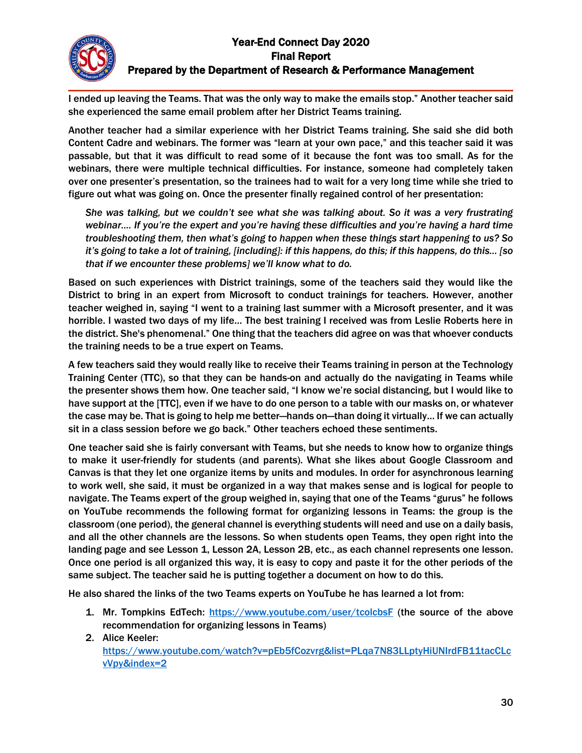I ended up leaving the Teams. That was the only way to make the emails stop." Another teacher said she experienced the same email problem after her District Teams training.

Another teacher had a similar experience with her District Teams training. She said she did both Content Cadre and webinars. The former was "learn at your own pace," and this teacher said it was passable, but that it was difficult to read some of it because the font was too small. As for the webinars, there were multiple technical difficulties. For instance, someone had completely taken over one presenter's presentation, so the trainees had to wait for a very long time while she tried to figure out what was going on. Once the presenter finally regained control of her presentation:

> *She was talking, but we couldn't see what she was talking about. So it was a very frustrating webinar…. If you're the expert and you're having these difficulties and you're having a hard time troubleshooting them, then what's going to happen when these things start happening to us? So it's going to take a lot of training, [including]: if this happens, do this; if this happens, do this… [so that if we encounter these problems] we'll know what to do.*

Based on such experiences with District trainings, some of the teachers said they would like the District to bring in an expert from Microsoft to conduct trainings for teachers. However, another teacher weighed in, saying "I went to a training last summer with a Microsoft presenter, and it was horrible. I wasted two days of my life… The best training I received was from Leslie Roberts here in the district. She's phenomenal." One thing that the teachers did agree on was that whoever conducts the training needs to be a true expert on Teams.

A few teachers said they would really like to receive their Teams training in person at the Technology Training Center (TTC), so that they can be hands-on and actually do the navigating in Teams while the presenter shows them how. One teacher said, "I know we're social distancing, but I would like to have support at the [TTC], even if we have to do one person to a table with our masks on, or whatever the case may be. That is going to help me better—hands on—than doing it virtually… If we can actually sit in a class session before we go back." Other teachers echoed these sentiments.

One teacher said she is fairly conversant with Teams, but she needs to know how to organize things to make it user-friendly for students (and parents). What she likes about Google Classroom and Canvas is that they let one organize items by units and modules. In order for asynchronous learning to work well, she said, it must be organized in a way that makes sense and is logical for people to navigate. The Teams expert of the group weighed in, saying that one of the Teams "gurus" he follows on YouTube recommends the following format for organizing lessons in Teams: the group is the classroom (one period), the general channel is everything students will need and use on a daily basis, and all the other channels are the lessons. So when students open Teams, they open right into the landing page and see Lesson 1, Lesson 2A, Lesson 2B, etc., as each channel represents one lesson. Once one period is all organized this way, it is easy to copy and paste it for the other periods of the same subject. The teacher said he is putting together a document on how to do this.

He also shared the links of the two Teams experts on YouTube he has learned a lot from:

1. Mr. Tompkins EdTech: https://www.youtube.com/user/tcolcbsF (the source of the above recommendation for organizing lessons in Teams)
2. Alice Keeler: https://www.youtube.com/watch?v=pEb5fCozvrg&list=PLqa7N83LLptyHiUNIrdFB11tacCLcvVpy&index=2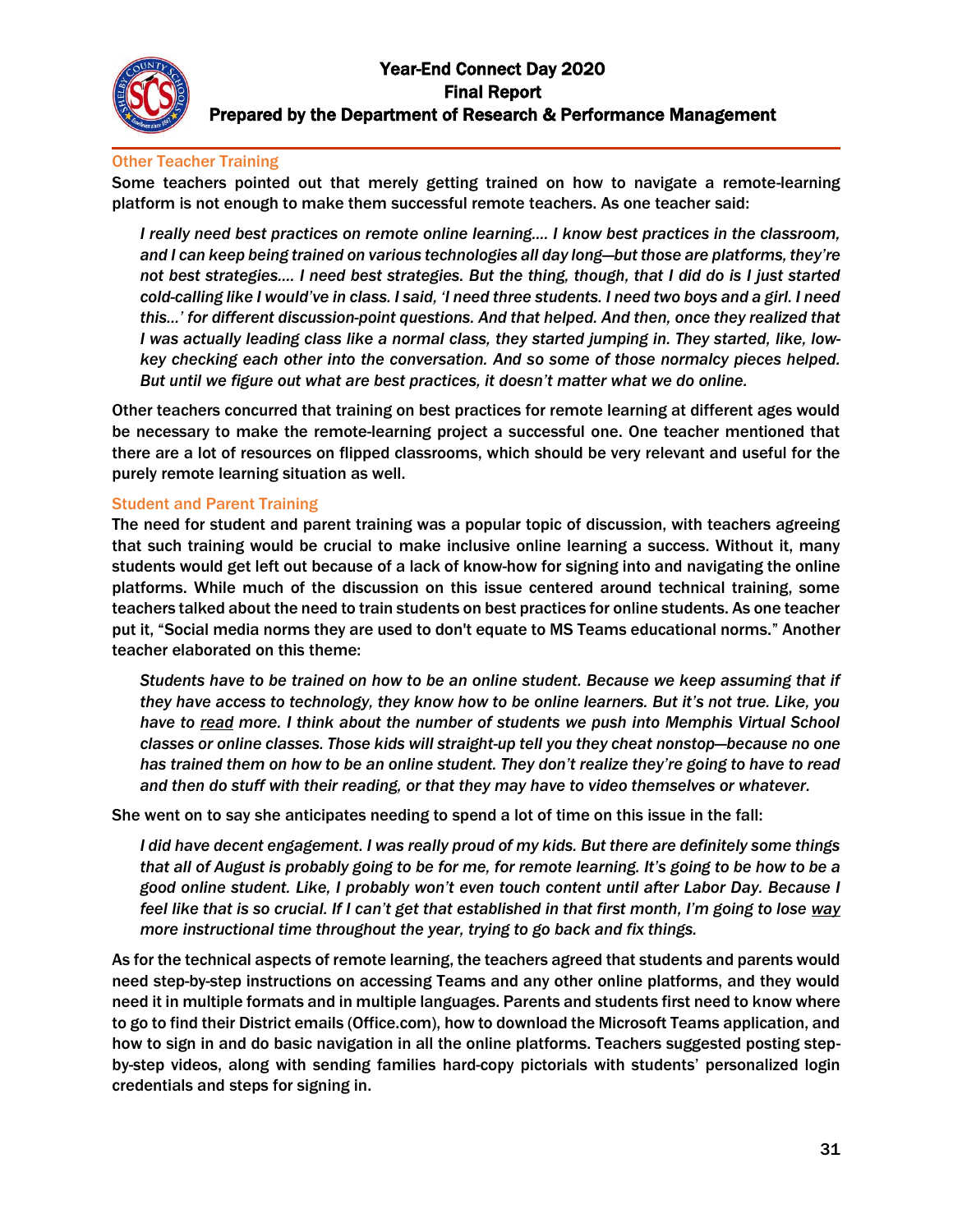### Other Teacher Training

Some teachers pointed out that merely getting trained on how to navigate a remote-learning platform is not enough to make them successful remote teachers. As one teacher said:

> *I really need best practices on remote online learning…. I know best practices in the classroom, and I can keep being trained on various technologies all day long—but those are platforms, they're not best strategies…. I need best strategies. But the thing, though, that I did do is I just started cold-calling like I would've in class. I said, 'I need three students. I need two boys and a girl. I need this…' for different discussion-point questions. And that helped. And then, once they realized that I was actually leading class like a normal class, they started jumping in. They started, like, low-key checking each other into the conversation. And so some of those normalcy pieces helped. But until we figure out what are best practices, it doesn't matter what we do online.*

Other teachers concurred that training on best practices for remote learning at different ages would be necessary to make the remote-learning project a successful one. One teacher mentioned that there are a lot of resources on flipped classrooms, which should be very relevant and useful for the purely remote learning situation as well.

### Student and Parent Training

The need for student and parent training was a popular topic of discussion, with teachers agreeing that such training would be crucial to make inclusive online learning a success. Without it, many students would get left out because of a lack of know-how for signing into and navigating the online platforms. While much of the discussion on this issue centered around technical training, some teachers talked about the need to train students on best practices for online students. As one teacher put it, "Social media norms they are used to don't equate to MS Teams educational norms." Another teacher elaborated on this theme:

> *Students have to be trained on how to be an online student. Because we keep assuming that if they have access to technology, they know how to be online learners. But it's not true. Like, you have to <u>read</u> more. I think about the number of students we push into Memphis Virtual School classes or online classes. Those kids will straight-up tell you they cheat nonstop—because no one has trained them on how to be an online student. They don't realize they're going to have to read and then do stuff with their reading, or that they may have to video themselves or whatever.*

She went on to say she anticipates needing to spend a lot of time on this issue in the fall:

> *I did have decent engagement. I was really proud of my kids. But there are definitely some things that all of August is probably going to be for me, for remote learning. It's going to be how to be a good online student. Like, I probably won't even touch content until after Labor Day. Because I feel like that is so crucial. If I can't get that established in that first month, I'm going to lose <u>way</u> more instructional time throughout the year, trying to go back and fix things.*

As for the technical aspects of remote learning, the teachers agreed that students and parents would need step-by-step instructions on accessing Teams and any other online platforms, and they would need it in multiple formats and in multiple languages. Parents and students first need to know where to go to find their District emails (Office.com), how to download the Microsoft Teams application, and how to sign in and do basic navigation in all the online platforms. Teachers suggested posting step-by-step videos, along with sending families hard-copy pictorials with students' personalized login credentials and steps for signing in.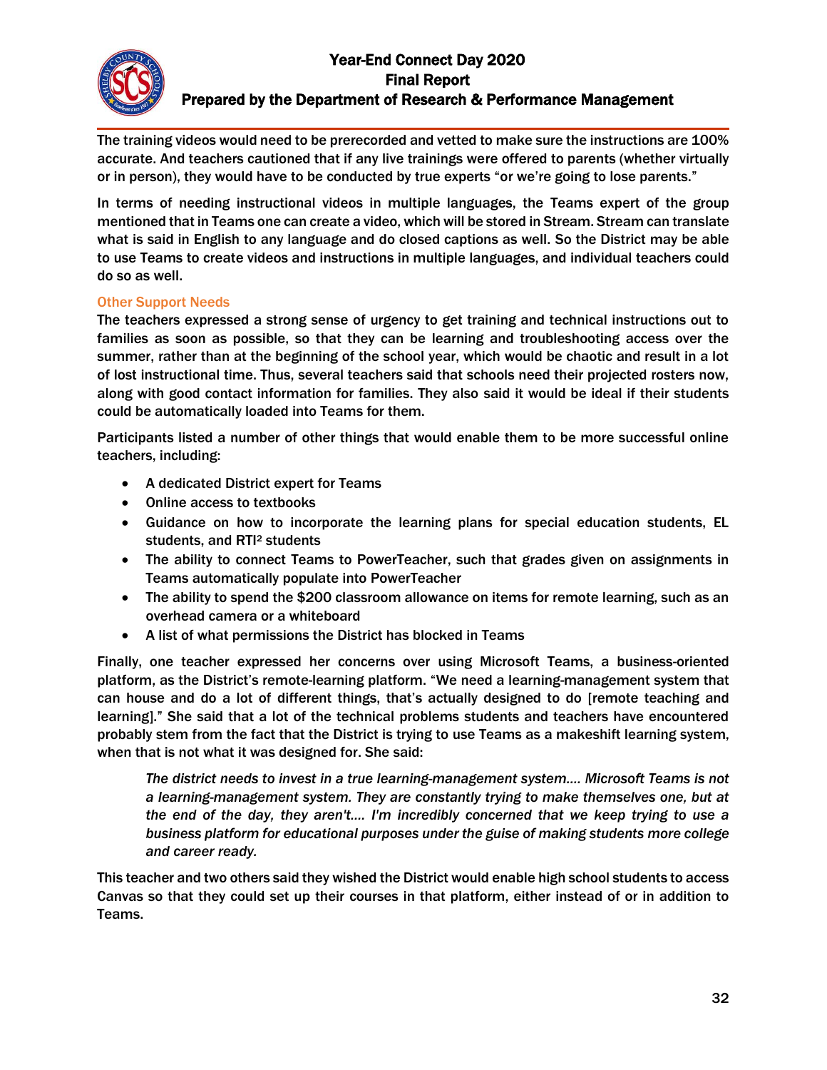The training videos would need to be prerecorded and vetted to make sure the instructions are 100% accurate. And teachers cautioned that if any live trainings were offered to parents (whether virtually or in person), they would have to be conducted by true experts "or we're going to lose parents."

In terms of needing instructional videos in multiple languages, the Teams expert of the group mentioned that in Teams one can create a video, which will be stored in Stream. Stream can translate what is said in English to any language and do closed captions as well. So the District may be able to use Teams to create videos and instructions in multiple languages, and individual teachers could do so as well.

### Other Support Needs

The teachers expressed a strong sense of urgency to get training and technical instructions out to families as soon as possible, so that they can be learning and troubleshooting access over the summer, rather than at the beginning of the school year, which would be chaotic and result in a lot of lost instructional time. Thus, several teachers said that schools need their projected rosters now, along with good contact information for families. They also said it would be ideal if their students could be automatically loaded into Teams for them.

Participants listed a number of other things that would enable them to be more successful online teachers, including:

- A dedicated District expert for Teams
- Online access to textbooks
- Guidance on how to incorporate the learning plans for special education students, EL students, and RTI² students
- The ability to connect Teams to PowerTeacher, such that grades given on assignments in Teams automatically populate into PowerTeacher
- The ability to spend the $200 classroom allowance on items for remote learning, such as an overhead camera or a whiteboard
- A list of what permissions the District has blocked in Teams

Finally, one teacher expressed her concerns over using Microsoft Teams, a business-oriented platform, as the District's remote-learning platform. "We need a learning-management system that can house and do a lot of different things, that's actually designed to do [remote teaching and learning]." She said that a lot of the technical problems students and teachers have encountered probably stem from the fact that the District is trying to use Teams as a makeshift learning system, when that is not what it was designed for. She said:

> *The district needs to invest in a true learning-management system.... Microsoft Teams is not a learning-management system. They are constantly trying to make themselves one, but at the end of the day, they aren't.... I'm incredibly concerned that we keep trying to use a business platform for educational purposes under the guise of making students more college and career ready.*

This teacher and two others said they wished the District would enable high school students to access Canvas so that they could set up their courses in that platform, either instead of or in addition to Teams.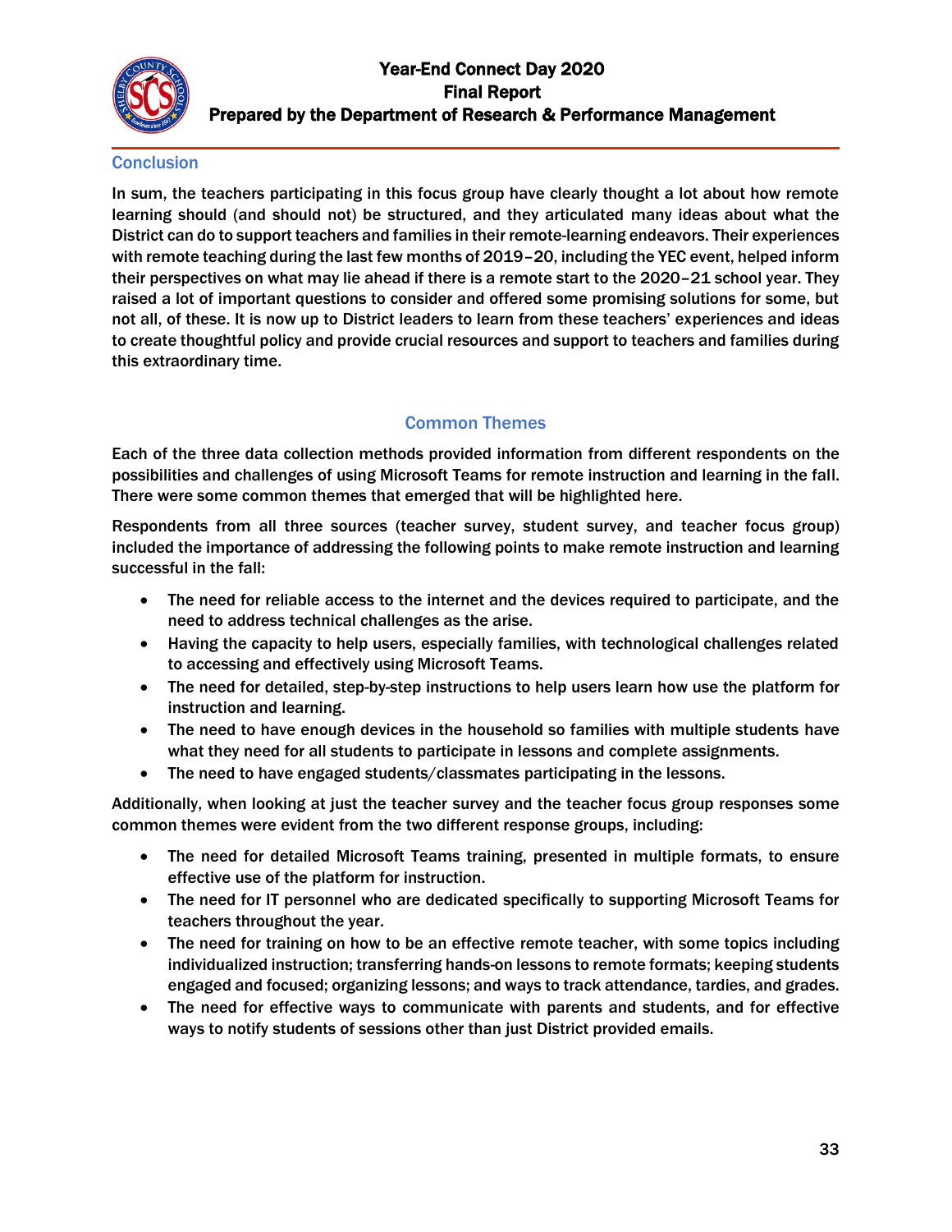## Conclusion

In sum, the teachers participating in this focus group have clearly thought a lot about how remote learning should (and should not) be structured, and they articulated many ideas about what the District can do to support teachers and families in their remote-learning endeavors. Their experiences with remote teaching during the last few months of 2019–20, including the YEC event, helped inform their perspectives on what may lie ahead if there is a remote start to the 2020–21 school year. They raised a lot of important questions to consider and offered some promising solutions for some, but not all, of these. It is now up to District leaders to learn from these teachers' experiences and ideas to create thoughtful policy and provide crucial resources and support to teachers and families during this extraordinary time.

## Common Themes

Each of the three data collection methods provided information from different respondents on the possibilities and challenges of using Microsoft Teams for remote instruction and learning in the fall. There were some common themes that emerged that will be highlighted here.

Respondents from all three sources (teacher survey, student survey, and teacher focus group) included the importance of addressing the following points to make remote instruction and learning successful in the fall:

- The need for reliable access to the internet and the devices required to participate, and the need to address technical challenges as the arise.
- Having the capacity to help users, especially families, with technological challenges related to accessing and effectively using Microsoft Teams.
- The need for detailed, step-by-step instructions to help users learn how use the platform for instruction and learning.
- The need to have enough devices in the household so families with multiple students have what they need for all students to participate in lessons and complete assignments.
- The need to have engaged students/classmates participating in the lessons.

Additionally, when looking at just the teacher survey and the teacher focus group responses some common themes were evident from the two different response groups, including:

- The need for detailed Microsoft Teams training, presented in multiple formats, to ensure effective use of the platform for instruction.
- The need for IT personnel who are dedicated specifically to supporting Microsoft Teams for teachers throughout the year.
- The need for training on how to be an effective remote teacher, with some topics including individualized instruction; transferring hands-on lessons to remote formats; keeping students engaged and focused; organizing lessons; and ways to track attendance, tardies, and grades.
- The need for effective ways to communicate with parents and students, and for effective ways to notify students of sessions other than just District provided emails.